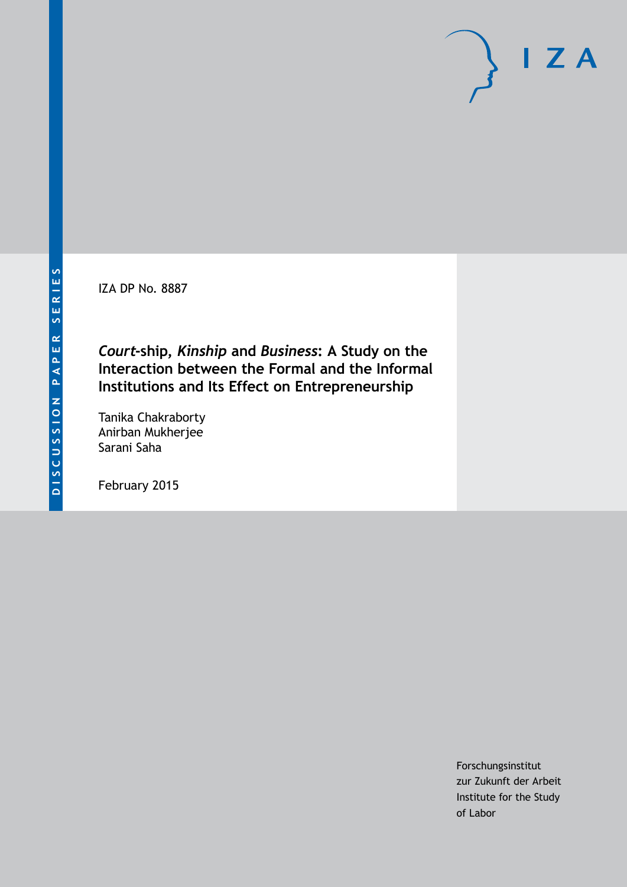DISCUSSION PAPER SERIES

IZA DP No. 8887

# *Court*-ship, *Kinship* and *Business*: A Study on the Interaction between the Formal and the Informal Institutions and Its Effect on Entrepreneurship

Tanika Chakraborty
Anirban Mukherjee
Sarani Saha

February 2015

Forschungsinstitut
zur Zukunft der Arbeit
Institute for the Study
of Labor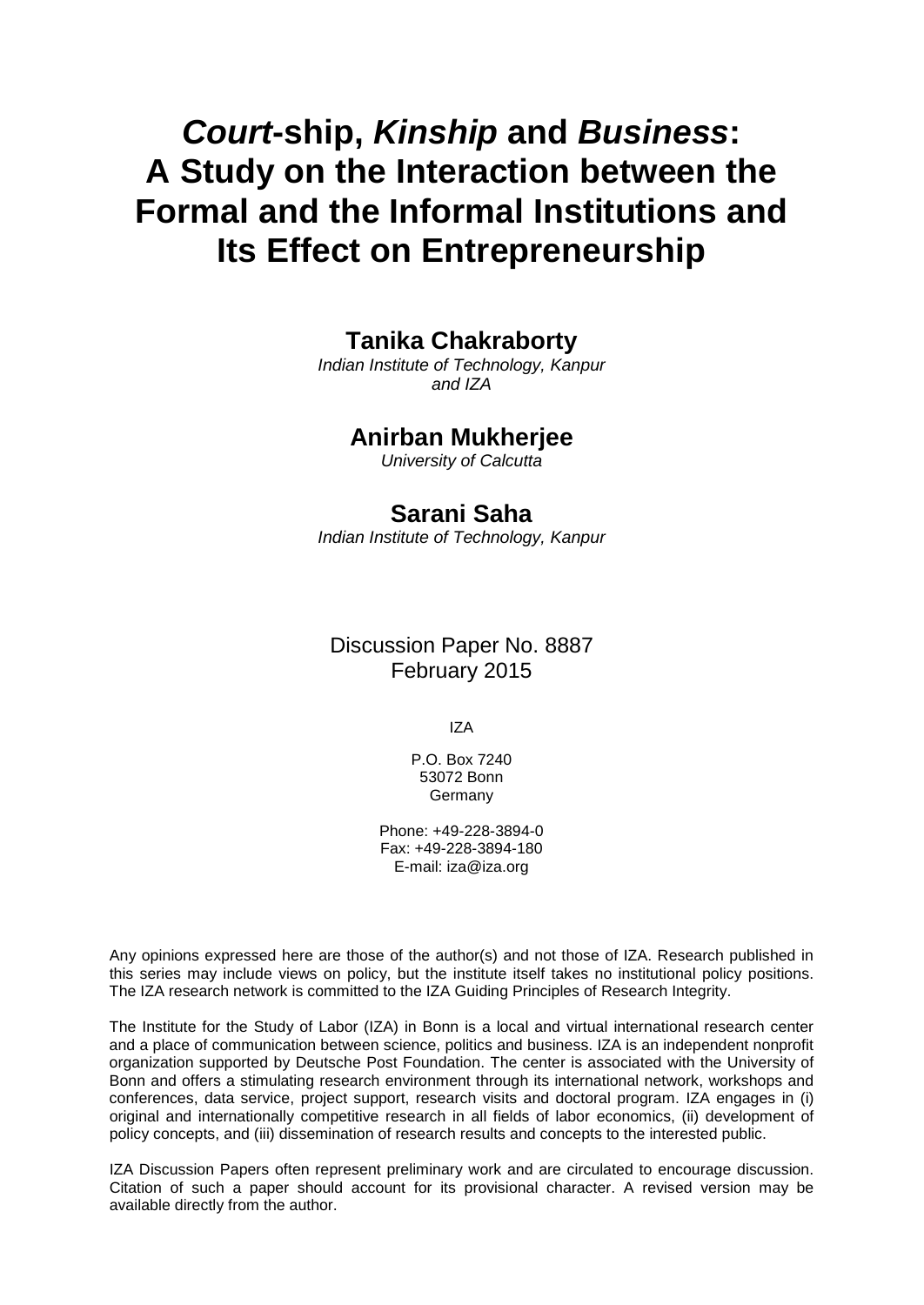# *Court*-ship, *Kinship* and *Business*: A Study on the Interaction between the Formal and the Informal Institutions and Its Effect on Entrepreneurship

**Tanika Chakraborty**

*Indian Institute of Technology, Kanpur and IZA*

**Anirban Mukherjee**

*University of Calcutta*

**Sarani Saha**

*Indian Institute of Technology, Kanpur*

Discussion Paper No. 8887
February 2015

IZA

P.O. Box 7240
53072 Bonn
Germany

Phone: +49-228-3894-0
Fax: +49-228-3894-180
E-mail: iza@iza.org

Any opinions expressed here are those of the author(s) and not those of IZA. Research published in this series may include views on policy, but the institute itself takes no institutional policy positions. The IZA research network is committed to the IZA Guiding Principles of Research Integrity.

The Institute for the Study of Labor (IZA) in Bonn is a local and virtual international research center and a place of communication between science, politics and business. IZA is an independent nonprofit organization supported by Deutsche Post Foundation. The center is associated with the University of Bonn and offers a stimulating research environment through its international network, workshops and conferences, data service, project support, research visits and doctoral program. IZA engages in (i) original and internationally competitive research in all fields of labor economics, (ii) development of policy concepts, and (iii) dissemination of research results and concepts to the interested public.

IZA Discussion Papers often represent preliminary work and are circulated to encourage discussion. Citation of such a paper should account for its provisional character. A revised version may be available directly from the author.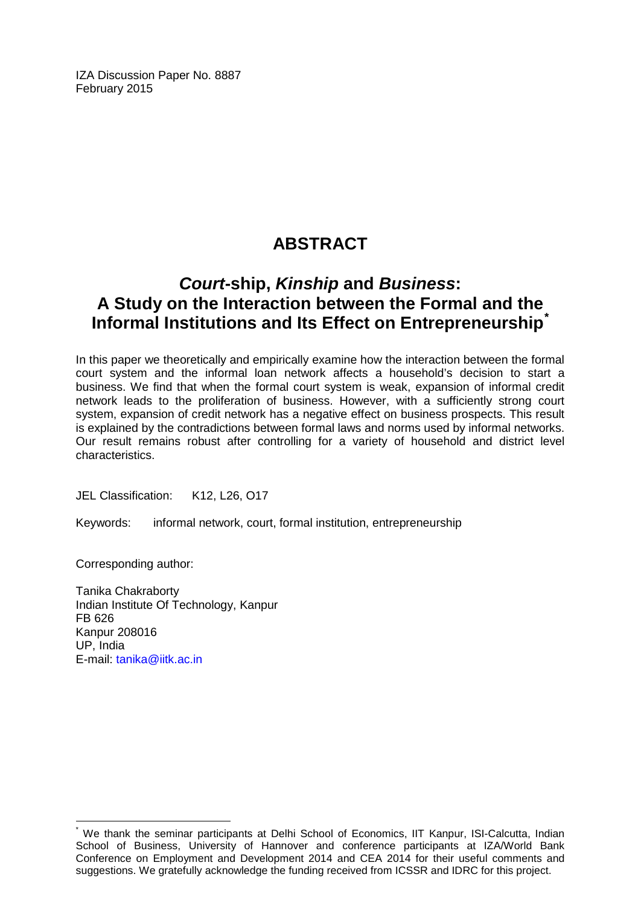IZA Discussion Paper No. 8887
February 2015

# ABSTRACT

## *Court*-ship, *Kinship* and *Business*: A Study on the Interaction between the Formal and the Informal Institutions and Its Effect on Entrepreneurship*

In this paper we theoretically and empirically examine how the interaction between the formal court system and the informal loan network affects a household's decision to start a business. We find that when the formal court system is weak, expansion of informal credit network leads to the proliferation of business. However, with a sufficiently strong court system, expansion of credit network has a negative effect on business prospects. This result is explained by the contradictions between formal laws and norms used by informal networks. Our result remains robust after controlling for a variety of household and district level characteristics.

JEL Classification: K12, L26, O17

Keywords: informal network, court, formal institution, entrepreneurship

Corresponding author:

Tanika Chakraborty
Indian Institute Of Technology, Kanpur
FB 626
Kanpur 208016
UP, India
E-mail: tanika@iitk.ac.in

---

* We thank the seminar participants at Delhi School of Economics, IIT Kanpur, ISI-Calcutta, Indian School of Business, University of Hannover and conference participants at IZA/World Bank Conference on Employment and Development 2014 and CEA 2014 for their useful comments and suggestions. We gratefully acknowledge the funding received from ICSSR and IDRC for this project.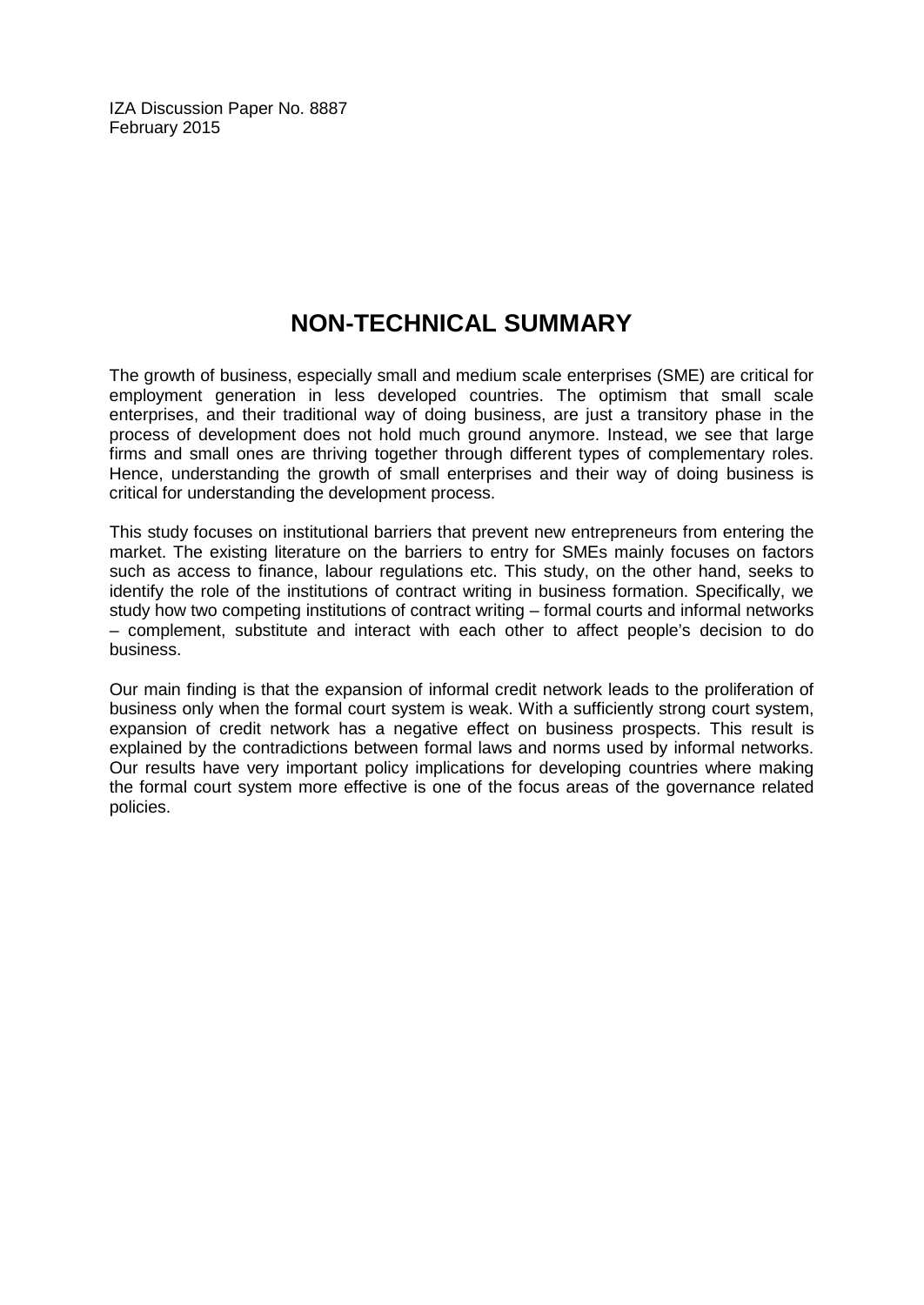IZA Discussion Paper No. 8887
February 2015

## NON-TECHNICAL SUMMARY

The growth of business, especially small and medium scale enterprises (SME) are critical for employment generation in less developed countries. The optimism that small scale enterprises, and their traditional way of doing business, are just a transitory phase in the process of development does not hold much ground anymore. Instead, we see that large firms and small ones are thriving together through different types of complementary roles. Hence, understanding the growth of small enterprises and their way of doing business is critical for understanding the development process.

This study focuses on institutional barriers that prevent new entrepreneurs from entering the market. The existing literature on the barriers to entry for SMEs mainly focuses on factors such as access to finance, labour regulations etc. This study, on the other hand, seeks to identify the role of the institutions of contract writing in business formation. Specifically, we study how two competing institutions of contract writing – formal courts and informal networks – complement, substitute and interact with each other to affect people's decision to do business.

Our main finding is that the expansion of informal credit network leads to the proliferation of business only when the formal court system is weak. With a sufficiently strong court system, expansion of credit network has a negative effect on business prospects. This result is explained by the contradictions between formal laws and norms used by informal networks. Our results have very important policy implications for developing countries where making the formal court system more effective is one of the focus areas of the governance related policies.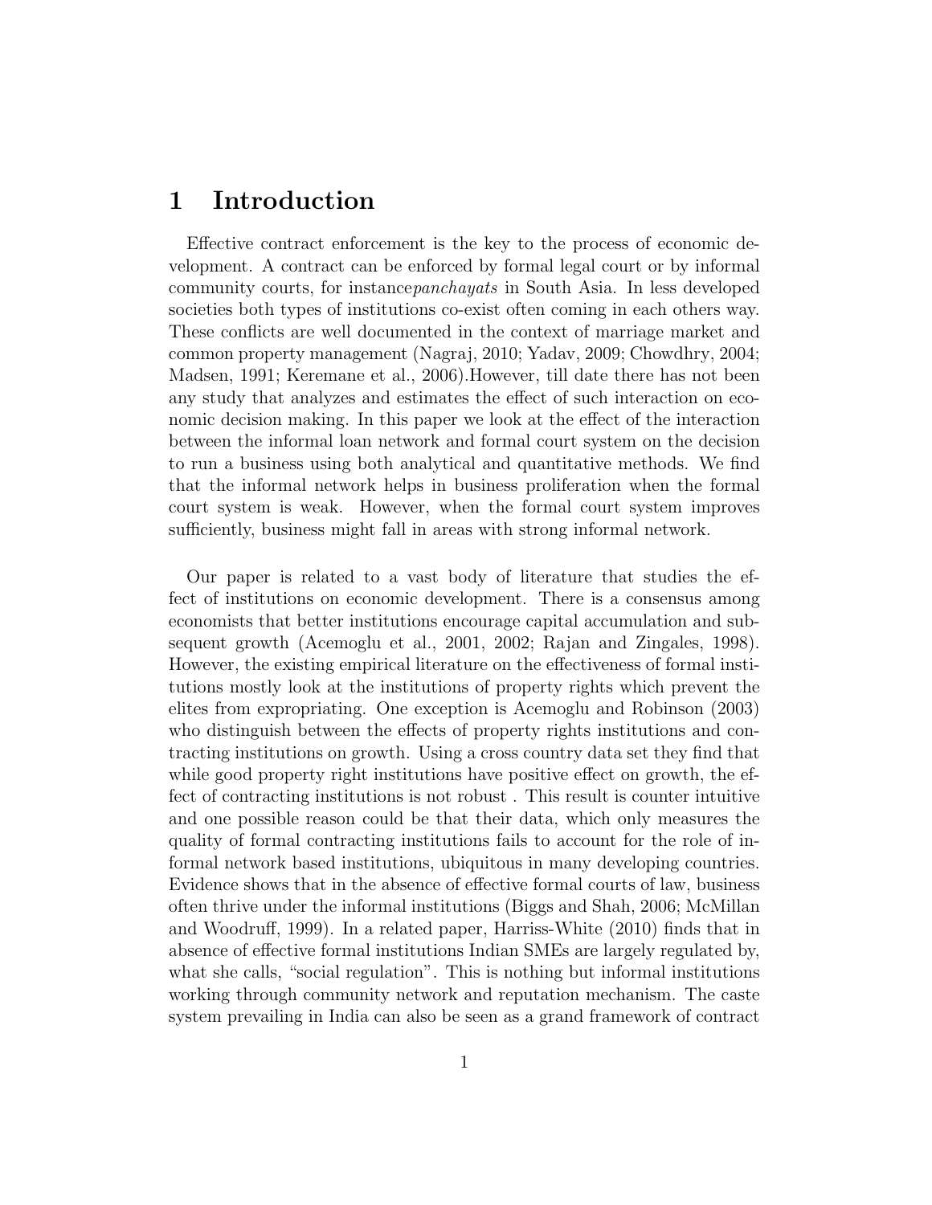# 1 Introduction

Effective contract enforcement is the key to the process of economic development. A contract can be enforced by formal legal court or by informal community courts, for instance*panchayats* in South Asia. In less developed societies both types of institutions co-exist often coming in each others way. These conflicts are well documented in the context of marriage market and common property management (Nagraj, 2010; Yadav, 2009; Chowdhry, 2004; Madsen, 1991; Keremane et al., 2006).However, till date there has not been any study that analyzes and estimates the effect of such interaction on economic decision making. In this paper we look at the effect of the interaction between the informal loan network and formal court system on the decision to run a business using both analytical and quantitative methods. We find that the informal network helps in business proliferation when the formal court system is weak. However, when the formal court system improves sufficiently, business might fall in areas with strong informal network.

Our paper is related to a vast body of literature that studies the effect of institutions on economic development. There is a consensus among economists that better institutions encourage capital accumulation and subsequent growth (Acemoglu et al., 2001, 2002; Rajan and Zingales, 1998). However, the existing empirical literature on the effectiveness of formal institutions mostly look at the institutions of property rights which prevent the elites from expropriating. One exception is Acemoglu and Robinson (2003) who distinguish between the effects of property rights institutions and contracting institutions on growth. Using a cross country data set they find that while good property right institutions have positive effect on growth, the effect of contracting institutions is not robust . This result is counter intuitive and one possible reason could be that their data, which only measures the quality of formal contracting institutions fails to account for the role of informal network based institutions, ubiquitous in many developing countries. Evidence shows that in the absence of effective formal courts of law, business often thrive under the informal institutions (Biggs and Shah, 2006; McMillan and Woodruff, 1999). In a related paper, Harriss-White (2010) finds that in absence of effective formal institutions Indian SMEs are largely regulated by, what she calls, "social regulation". This is nothing but informal institutions working through community network and reputation mechanism. The caste system prevailing in India can also be seen as a grand framework of contract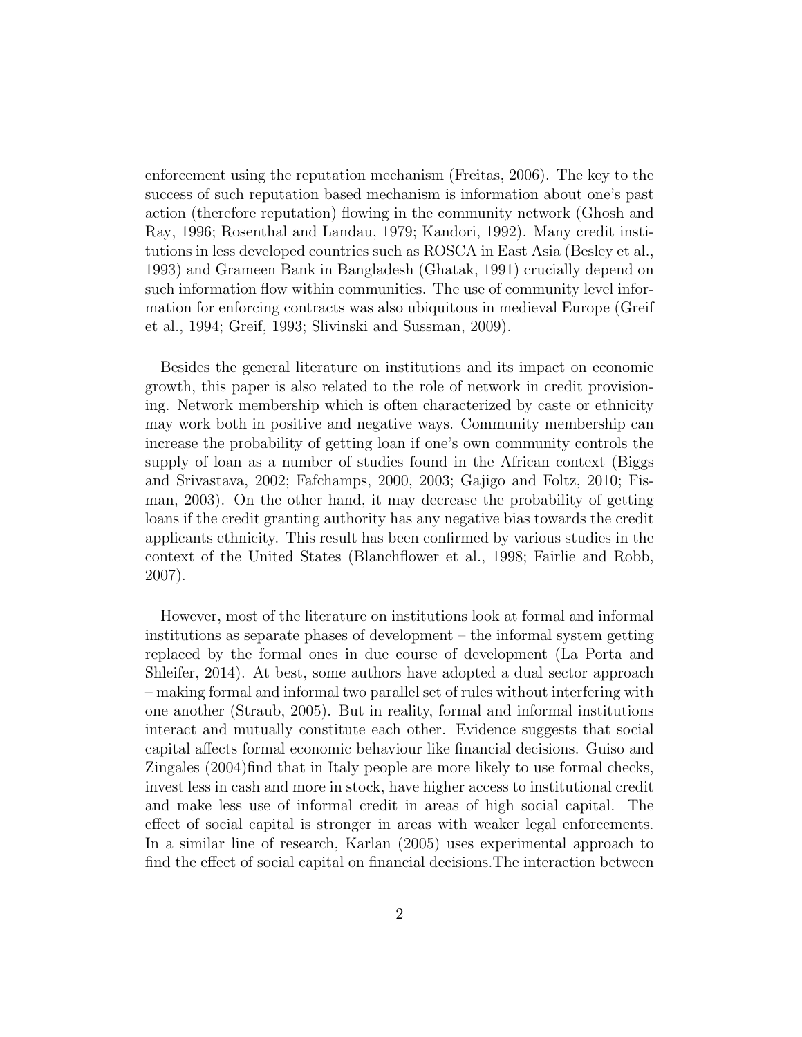enforcement using the reputation mechanism (Freitas, 2006). The key to the success of such reputation based mechanism is information about one's past action (therefore reputation) flowing in the community network (Ghosh and Ray, 1996; Rosenthal and Landau, 1979; Kandori, 1992). Many credit institutions in less developed countries such as ROSCA in East Asia (Besley et al., 1993) and Grameen Bank in Bangladesh (Ghatak, 1991) crucially depend on such information flow within communities. The use of community level information for enforcing contracts was also ubiquitous in medieval Europe (Greif et al., 1994; Greif, 1993; Slivinski and Sussman, 2009).

Besides the general literature on institutions and its impact on economic growth, this paper is also related to the role of network in credit provisioning. Network membership which is often characterized by caste or ethnicity may work both in positive and negative ways. Community membership can increase the probability of getting loan if one's own community controls the supply of loan as a number of studies found in the African context (Biggs and Srivastava, 2002; Fafchamps, 2000, 2003; Gajigo and Foltz, 2010; Fisman, 2003). On the other hand, it may decrease the probability of getting loans if the credit granting authority has any negative bias towards the credit applicants ethnicity. This result has been confirmed by various studies in the context of the United States (Blanchflower et al., 1998; Fairlie and Robb, 2007).

However, most of the literature on institutions look at formal and informal institutions as separate phases of development – the informal system getting replaced by the formal ones in due course of development (La Porta and Shleifer, 2014). At best, some authors have adopted a dual sector approach – making formal and informal two parallel set of rules without interfering with one another (Straub, 2005). But in reality, formal and informal institutions interact and mutually constitute each other. Evidence suggests that social capital affects formal economic behaviour like financial decisions. Guiso and Zingales (2004)find that in Italy people are more likely to use formal checks, invest less in cash and more in stock, have higher access to institutional credit and make less use of informal credit in areas of high social capital. The effect of social capital is stronger in areas with weaker legal enforcements. In a similar line of research, Karlan (2005) uses experimental approach to find the effect of social capital on financial decisions.The interaction between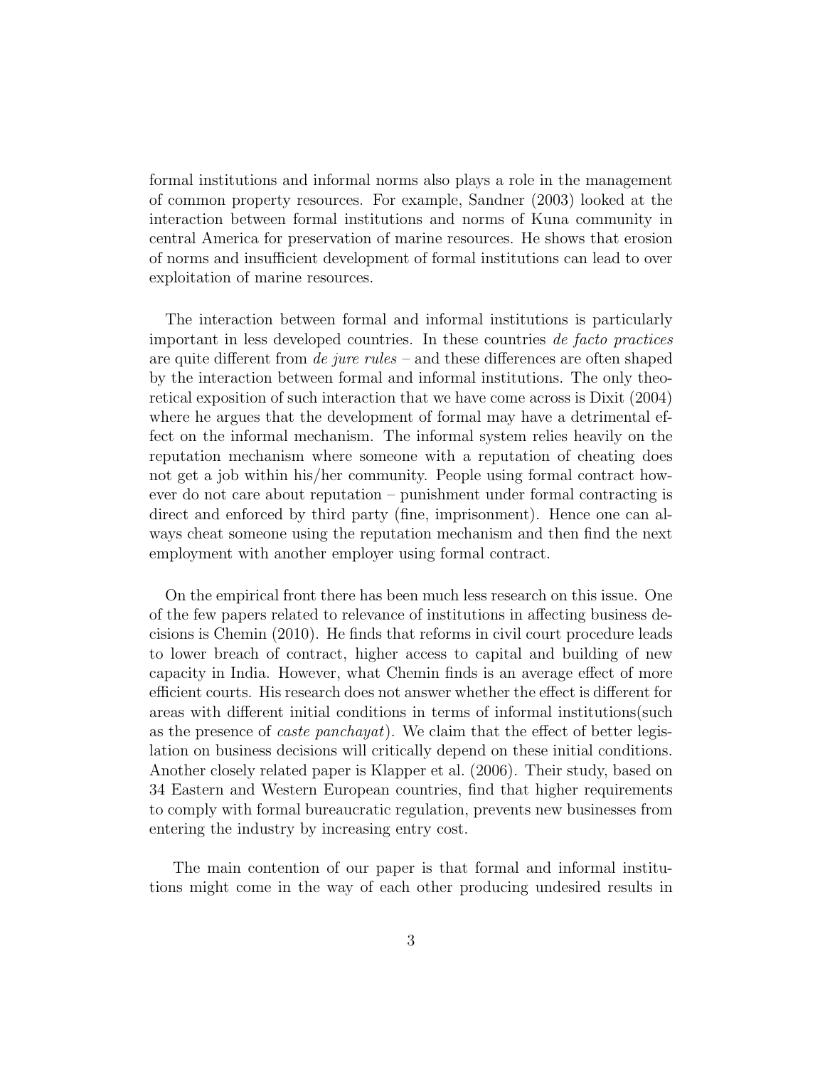formal institutions and informal norms also plays a role in the management of common property resources. For example, Sandner (2003) looked at the interaction between formal institutions and norms of Kuna community in central America for preservation of marine resources. He shows that erosion of norms and insufficient development of formal institutions can lead to over exploitation of marine resources.

The interaction between formal and informal institutions is particularly important in less developed countries. In these countries *de facto practices* are quite different from *de jure rules* – and these differences are often shaped by the interaction between formal and informal institutions. The only theoretical exposition of such interaction that we have come across is Dixit (2004) where he argues that the development of formal may have a detrimental effect on the informal mechanism. The informal system relies heavily on the reputation mechanism where someone with a reputation of cheating does not get a job within his/her community. People using formal contract however do not care about reputation – punishment under formal contracting is direct and enforced by third party (fine, imprisonment). Hence one can always cheat someone using the reputation mechanism and then find the next employment with another employer using formal contract.

On the empirical front there has been much less research on this issue. One of the few papers related to relevance of institutions in affecting business decisions is Chemin (2010). He finds that reforms in civil court procedure leads to lower breach of contract, higher access to capital and building of new capacity in India. However, what Chemin finds is an average effect of more efficient courts. His research does not answer whether the effect is different for areas with different initial conditions in terms of informal institutions(such as the presence of *caste panchayat*). We claim that the effect of better legislation on business decisions will critically depend on these initial conditions. Another closely related paper is Klapper et al. (2006). Their study, based on 34 Eastern and Western European countries, find that higher requirements to comply with formal bureaucratic regulation, prevents new businesses from entering the industry by increasing entry cost.

The main contention of our paper is that formal and informal institutions might come in the way of each other producing undesired results in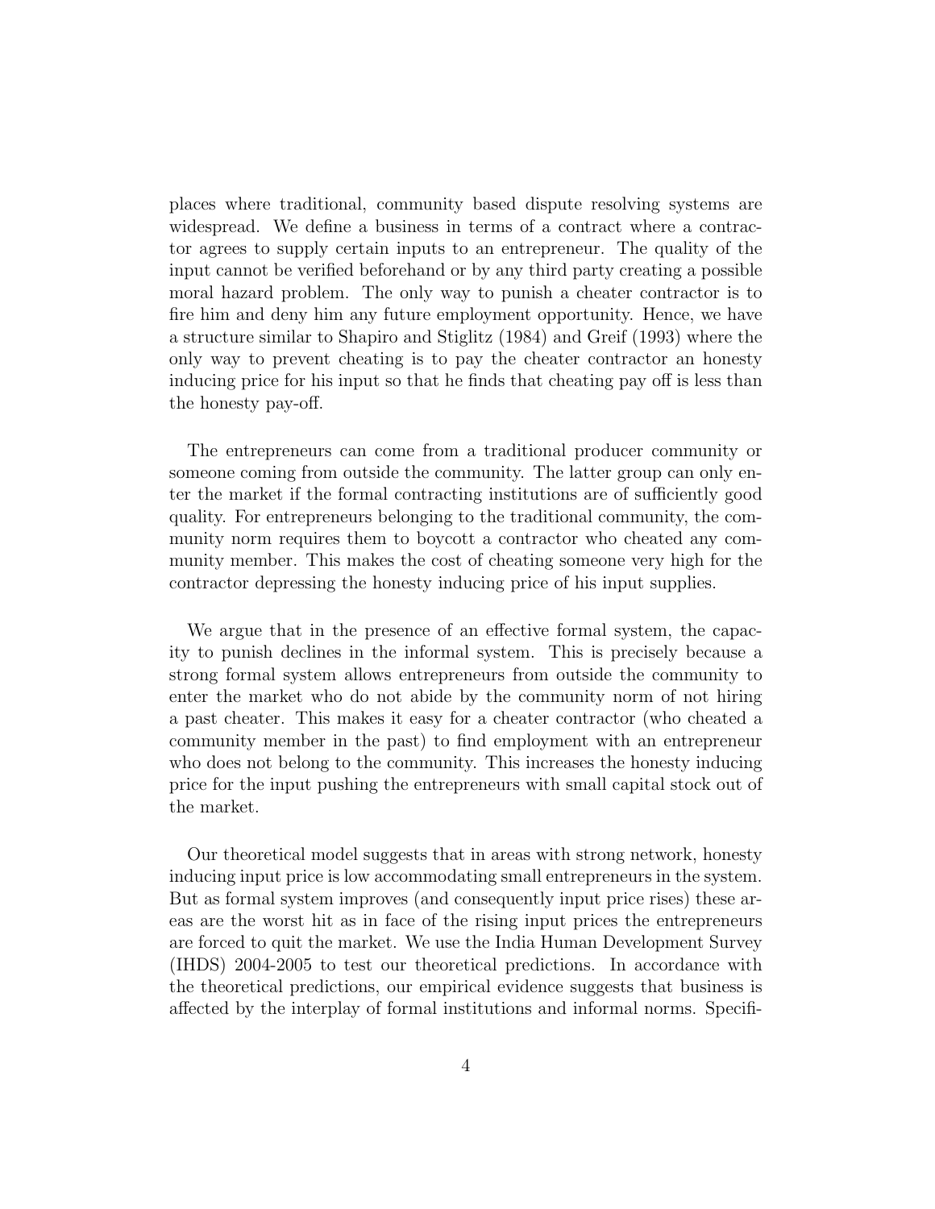places where traditional, community based dispute resolving systems are widespread. We define a business in terms of a contract where a contractor agrees to supply certain inputs to an entrepreneur. The quality of the input cannot be verified beforehand or by any third party creating a possible moral hazard problem. The only way to punish a cheater contractor is to fire him and deny him any future employment opportunity. Hence, we have a structure similar to Shapiro and Stiglitz (1984) and Greif (1993) where the only way to prevent cheating is to pay the cheater contractor an honesty inducing price for his input so that he finds that cheating pay off is less than the honesty pay-off.

The entrepreneurs can come from a traditional producer community or someone coming from outside the community. The latter group can only enter the market if the formal contracting institutions are of sufficiently good quality. For entrepreneurs belonging to the traditional community, the community norm requires them to boycott a contractor who cheated any community member. This makes the cost of cheating someone very high for the contractor depressing the honesty inducing price of his input supplies.

We argue that in the presence of an effective formal system, the capacity to punish declines in the informal system. This is precisely because a strong formal system allows entrepreneurs from outside the community to enter the market who do not abide by the community norm of not hiring a past cheater. This makes it easy for a cheater contractor (who cheated a community member in the past) to find employment with an entrepreneur who does not belong to the community. This increases the honesty inducing price for the input pushing the entrepreneurs with small capital stock out of the market.

Our theoretical model suggests that in areas with strong network, honesty inducing input price is low accommodating small entrepreneurs in the system. But as formal system improves (and consequently input price rises) these areas are the worst hit as in face of the rising input prices the entrepreneurs are forced to quit the market. We use the India Human Development Survey (IHDS) 2004-2005 to test our theoretical predictions. In accordance with the theoretical predictions, our empirical evidence suggests that business is affected by the interplay of formal institutions and informal norms. Specifi-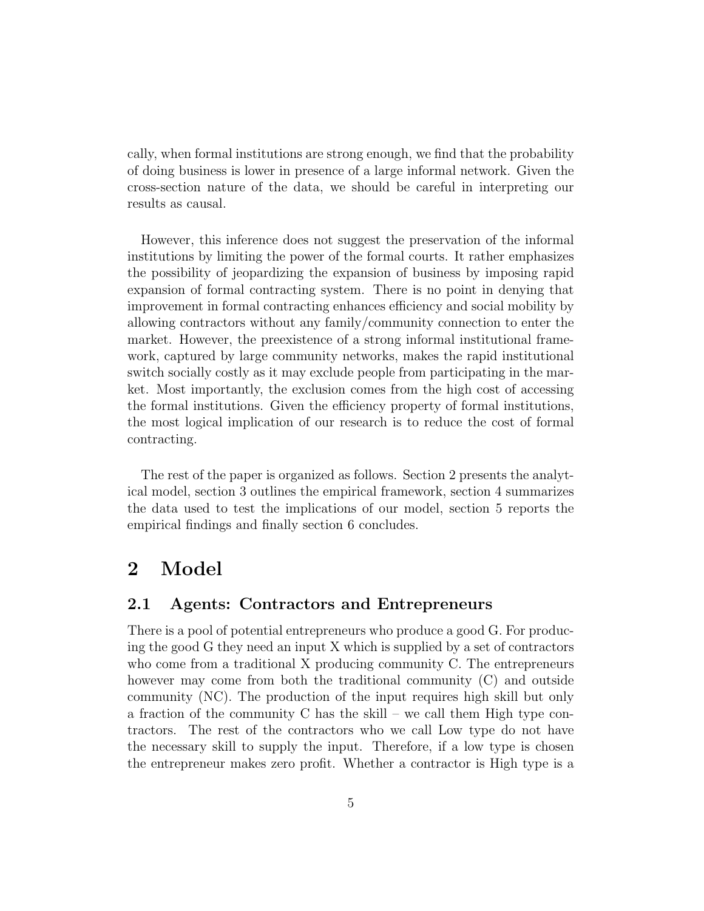cally, when formal institutions are strong enough, we find that the probability of doing business is lower in presence of a large informal network. Given the cross-section nature of the data, we should be careful in interpreting our results as causal.

However, this inference does not suggest the preservation of the informal institutions by limiting the power of the formal courts. It rather emphasizes the possibility of jeopardizing the expansion of business by imposing rapid expansion of formal contracting system. There is no point in denying that improvement in formal contracting enhances efficiency and social mobility by allowing contractors without any family/community connection to enter the market. However, the preexistence of a strong informal institutional framework, captured by large community networks, makes the rapid institutional switch socially costly as it may exclude people from participating in the market. Most importantly, the exclusion comes from the high cost of accessing the formal institutions. Given the efficiency property of formal institutions, the most logical implication of our research is to reduce the cost of formal contracting.

The rest of the paper is organized as follows. Section 2 presents the analytical model, section 3 outlines the empirical framework, section 4 summarizes the data used to test the implications of our model, section 5 reports the empirical findings and finally section 6 concludes.

# 2 Model

## 2.1 Agents: Contractors and Entrepreneurs

There is a pool of potential entrepreneurs who produce a good G. For producing the good G they need an input X which is supplied by a set of contractors who come from a traditional X producing community C. The entrepreneurs however may come from both the traditional community (C) and outside community (NC). The production of the input requires high skill but only a fraction of the community C has the skill – we call them High type contractors. The rest of the contractors who we call Low type do not have the necessary skill to supply the input. Therefore, if a low type is chosen the entrepreneur makes zero profit. Whether a contractor is High type is a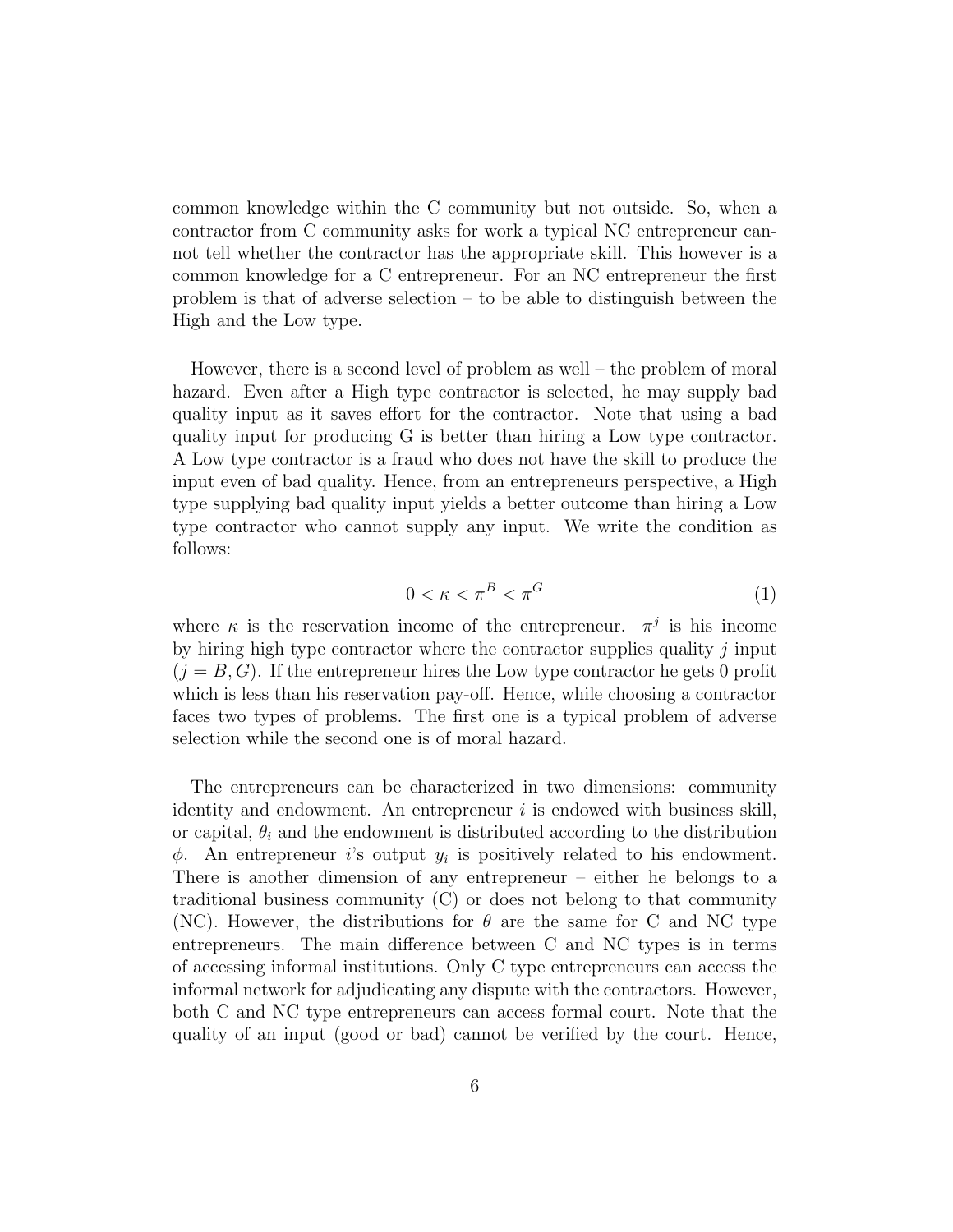common knowledge within the C community but not outside. So, when a contractor from C community asks for work a typical NC entrepreneur cannot tell whether the contractor has the appropriate skill. This however is a common knowledge for a C entrepreneur. For an NC entrepreneur the first problem is that of adverse selection – to be able to distinguish between the High and the Low type.

However, there is a second level of problem as well – the problem of moral hazard. Even after a High type contractor is selected, he may supply bad quality input as it saves effort for the contractor. Note that using a bad quality input for producing G is better than hiring a Low type contractor. A Low type contractor is a fraud who does not have the skill to produce the input even of bad quality. Hence, from an entrepreneurs perspective, a High type supplying bad quality input yields a better outcome than hiring a Low type contractor who cannot supply any input. We write the condition as follows:

$$0 < \kappa < \pi^B < \pi^G \tag{1}$$

where $\kappa$ is the reservation income of the entrepreneur. $\pi^j$ is his income by hiring high type contractor where the contractor supplies quality $j$ input ($j = B, G$). If the entrepreneur hires the Low type contractor he gets 0 profit which is less than his reservation pay-off. Hence, while choosing a contractor faces two types of problems. The first one is a typical problem of adverse selection while the second one is of moral hazard.

The entrepreneurs can be characterized in two dimensions: community identity and endowment. An entrepreneur $i$ is endowed with business skill, or capital, $\theta_i$ and the endowment is distributed according to the distribution $\phi$. An entrepreneur $i$'s output $y_i$ is positively related to his endowment. There is another dimension of any entrepreneur – either he belongs to a traditional business community (C) or does not belong to that community (NC). However, the distributions for $\theta$ are the same for C and NC type entrepreneurs. The main difference between C and NC types is in terms of accessing informal institutions. Only C type entrepreneurs can access the informal network for adjudicating any dispute with the contractors. However, both C and NC type entrepreneurs can access formal court. Note that the quality of an input (good or bad) cannot be verified by the court. Hence,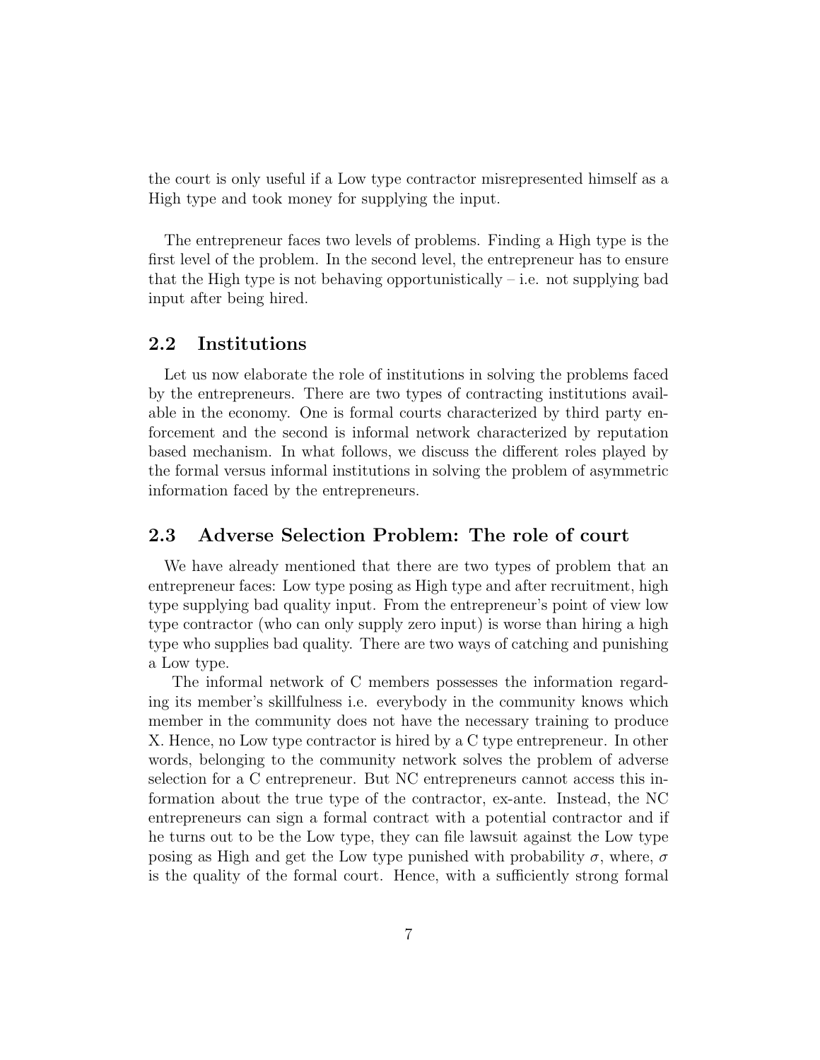the court is only useful if a Low type contractor misrepresented himself as a High type and took money for supplying the input.

The entrepreneur faces two levels of problems. Finding a High type is the first level of the problem. In the second level, the entrepreneur has to ensure that the High type is not behaving opportunistically – i.e. not supplying bad input after being hired.

## 2.2 Institutions

Let us now elaborate the role of institutions in solving the problems faced by the entrepreneurs. There are two types of contracting institutions available in the economy. One is formal courts characterized by third party enforcement and the second is informal network characterized by reputation based mechanism. In what follows, we discuss the different roles played by the formal versus informal institutions in solving the problem of asymmetric information faced by the entrepreneurs.

## 2.3 Adverse Selection Problem: The role of court

We have already mentioned that there are two types of problem that an entrepreneur faces: Low type posing as High type and after recruitment, high type supplying bad quality input. From the entrepreneur's point of view low type contractor (who can only supply zero input) is worse than hiring a high type who supplies bad quality. There are two ways of catching and punishing a Low type.

The informal network of C members possesses the information regarding its member's skillfulness i.e. everybody in the community knows which member in the community does not have the necessary training to produce X. Hence, no Low type contractor is hired by a C type entrepreneur. In other words, belonging to the community network solves the problem of adverse selection for a C entrepreneur. But NC entrepreneurs cannot access this information about the true type of the contractor, ex-ante. Instead, the NC entrepreneurs can sign a formal contract with a potential contractor and if he turns out to be the Low type, they can file lawsuit against the Low type posing as High and get the Low type punished with probability $\sigma$, where, $\sigma$ is the quality of the formal court. Hence, with a sufficiently strong formal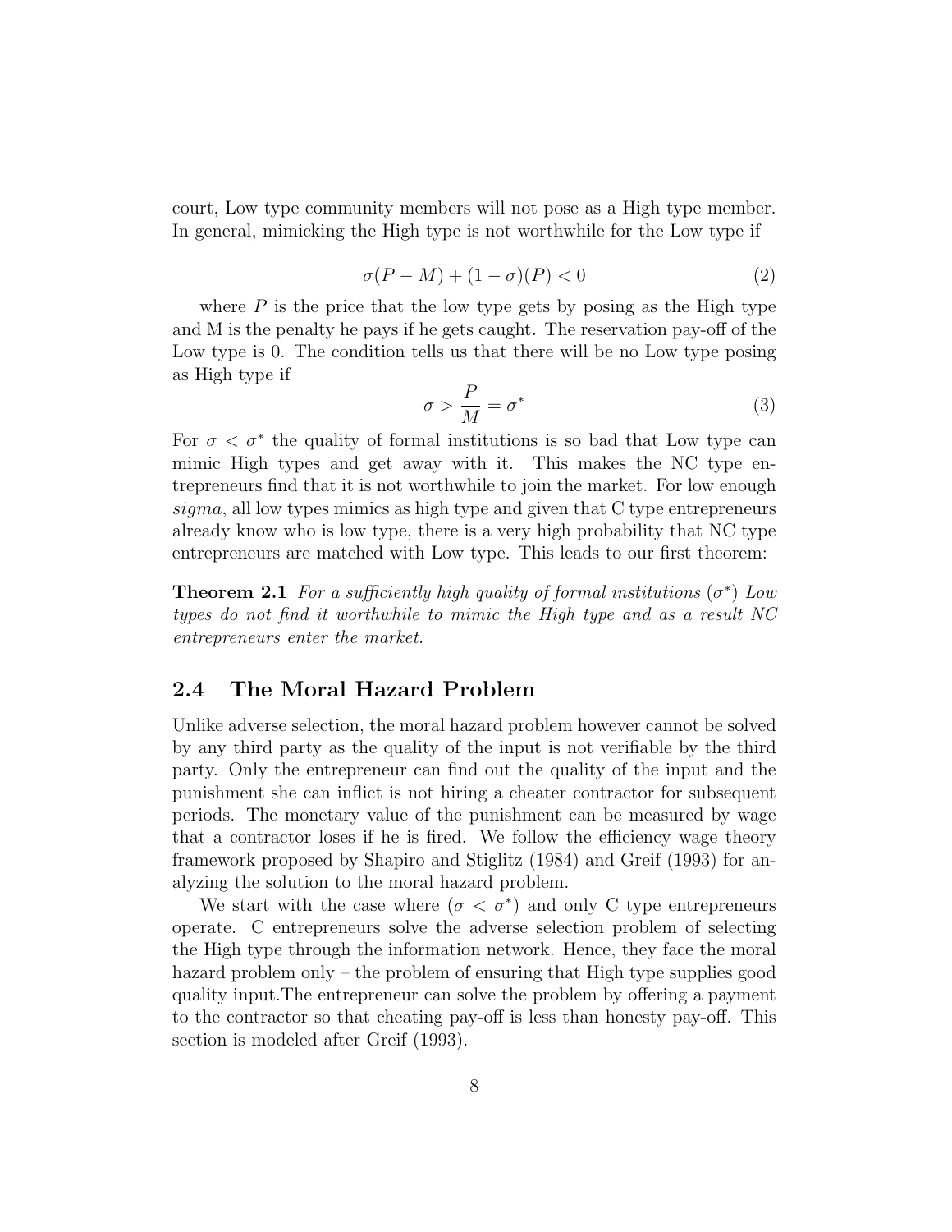court, Low type community members will not pose as a High type member. In general, mimicking the High type is not worthwhile for the Low type if

$$\sigma(P - M) + (1 - \sigma)(P) < 0 \tag{2}$$

where $P$ is the price that the low type gets by posing as the High type and M is the penalty he pays if he gets caught. The reservation pay-off of the Low type is 0. The condition tells us that there will be no Low type posing as High type if

$$\sigma > \frac{P}{M} = \sigma^* \tag{3}$$

For $\sigma < \sigma^*$ the quality of formal institutions is so bad that Low type can mimic High types and get away with it. This makes the NC type entrepreneurs find that it is not worthwhile to join the market. For low enough *sigma*, all low types mimics as high type and given that C type entrepreneurs already know who is low type, there is a very high probability that NC type entrepreneurs are matched with Low type. This leads to our first theorem:

**Theorem 2.1** *For a sufficiently high quality of formal institutions* ($\sigma^*$) *Low types do not find it worthwhile to mimic the High type and as a result NC entrepreneurs enter the market.*

## 2.4 The Moral Hazard Problem

Unlike adverse selection, the moral hazard problem however cannot be solved by any third party as the quality of the input is not verifiable by the third party. Only the entrepreneur can find out the quality of the input and the punishment she can inflict is not hiring a cheater contractor for subsequent periods. The monetary value of the punishment can be measured by wage that a contractor loses if he is fired. We follow the efficiency wage theory framework proposed by Shapiro and Stiglitz (1984) and Greif (1993) for analyzing the solution to the moral hazard problem.

We start with the case where ($\sigma < \sigma^*$) and only C type entrepreneurs operate. C entrepreneurs solve the adverse selection problem of selecting the High type through the information network. Hence, they face the moral hazard problem only – the problem of ensuring that High type supplies good quality input.The entrepreneur can solve the problem by offering a payment to the contractor so that cheating pay-off is less than honesty pay-off. This section is modeled after Greif (1993).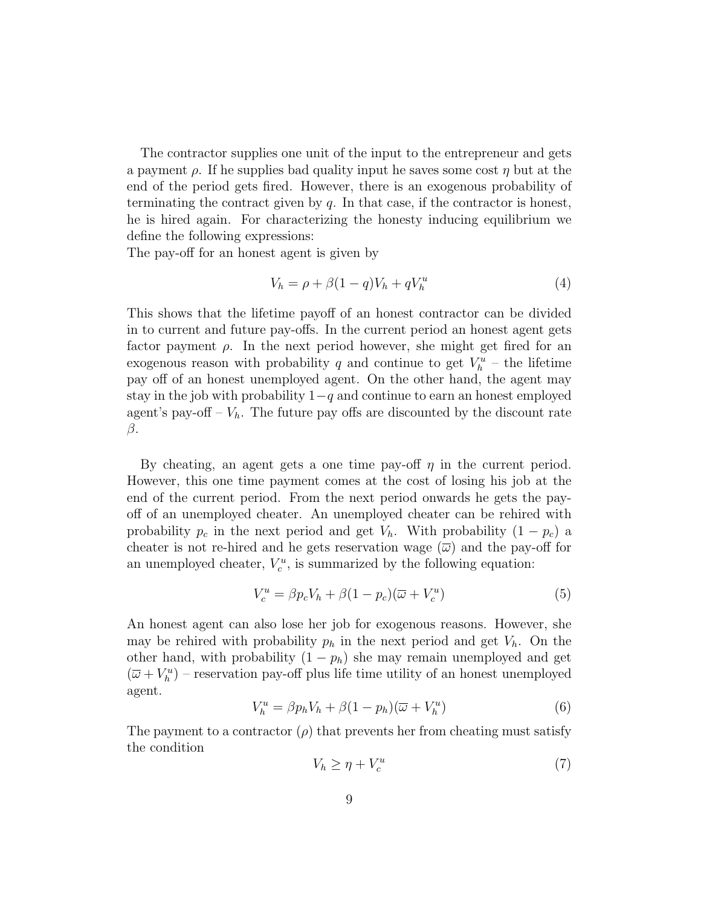The contractor supplies one unit of the input to the entrepreneur and gets a payment $\rho$. If he supplies bad quality input he saves some cost $\eta$ but at the end of the period gets fired. However, there is an exogenous probability of terminating the contract given by $q$. In that case, if the contractor is honest, he is hired again. For characterizing the honesty inducing equilibrium we define the following expressions:
The pay-off for an honest agent is given by

$$V_h = \rho + \beta(1-q)V_h + qV_h^u \tag{4}$$

This shows that the lifetime payoff of an honest contractor can be divided in to current and future pay-offs. In the current period an honest agent gets factor payment $\rho$. In the next period however, she might get fired for an exogenous reason with probability $q$ and continue to get $V_h^u$ – the lifetime pay off of an honest unemployed agent. On the other hand, the agent may stay in the job with probability $1-q$ and continue to earn an honest employed agent's pay-off – $V_h$. The future pay offs are discounted by the discount rate $\beta$.

By cheating, an agent gets a one time pay-off $\eta$ in the current period. However, this one time payment comes at the cost of losing his job at the end of the current period. From the next period onwards he gets the pay-off of an unemployed cheater. An unemployed cheater can be rehired with probability $p_c$ in the next period and get $V_h$. With probability $(1-p_c)$ a cheater is not re-hired and he gets reservation wage $(\overline{\varpi})$ and the pay-off for an unemployed cheater, $V_c^u$, is summarized by the following equation:

$$V_c^u = \beta p_c V_h + \beta(1-p_c)(\overline{\varpi} + V_c^u) \tag{5}$$

An honest agent can also lose her job for exogenous reasons. However, she may be rehired with probability $p_h$ in the next period and get $V_h$. On the other hand, with probability $(1-p_h)$ she may remain unemployed and get $(\overline{\varpi} + V_h^u)$ – reservation pay-off plus life time utility of an honest unemployed agent.

$$V_h^u = \beta p_h V_h + \beta(1-p_h)(\overline{\varpi} + V_h^u) \tag{6}$$

The payment to a contractor $(\rho)$ that prevents her from cheating must satisfy the condition

$$V_h \geq \eta + V_c^u \tag{7}$$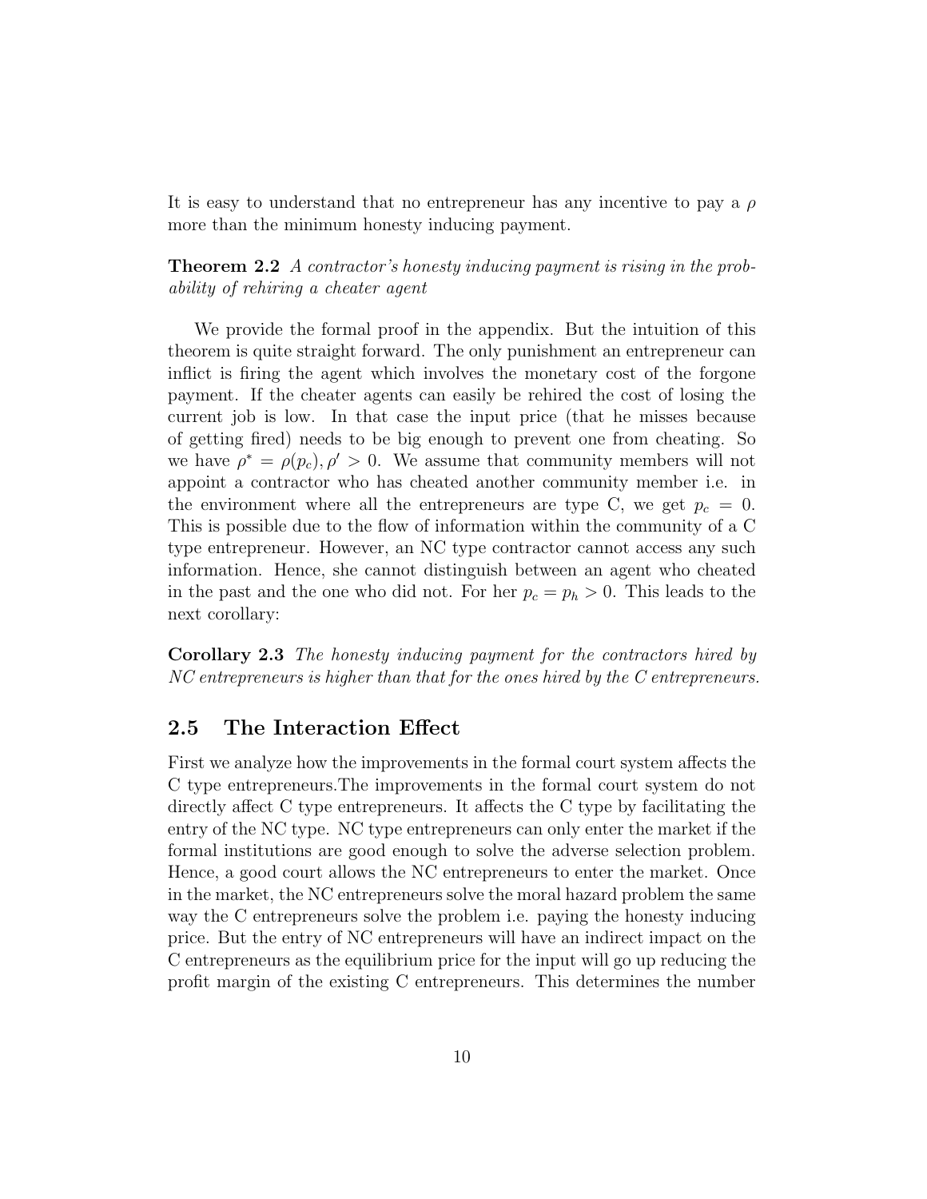It is easy to understand that no entrepreneur has any incentive to pay a $\rho$ more than the minimum honesty inducing payment.

**Theorem 2.2** *A contractor's honesty inducing payment is rising in the probability of rehiring a cheater agent*

We provide the formal proof in the appendix. But the intuition of this theorem is quite straight forward. The only punishment an entrepreneur can inflict is firing the agent which involves the monetary cost of the forgone payment. If the cheater agents can easily be rehired the cost of losing the current job is low. In that case the input price (that he misses because of getting fired) needs to be big enough to prevent one from cheating. So we have $\rho^* = \rho(p_c), \rho' > 0$. We assume that community members will not appoint a contractor who has cheated another community member i.e. in the environment where all the entrepreneurs are type C, we get $p_c = 0$. This is possible due to the flow of information within the community of a C type entrepreneur. However, an NC type contractor cannot access any such information. Hence, she cannot distinguish between an agent who cheated in the past and the one who did not. For her $p_c = p_h > 0$. This leads to the next corollary:

**Corollary 2.3** *The honesty inducing payment for the contractors hired by NC entrepreneurs is higher than that for the ones hired by the C entrepreneurs.*

## 2.5 The Interaction Effect

First we analyze how the improvements in the formal court system affects the C type entrepreneurs.The improvements in the formal court system do not directly affect C type entrepreneurs. It affects the C type by facilitating the entry of the NC type. NC type entrepreneurs can only enter the market if the formal institutions are good enough to solve the adverse selection problem. Hence, a good court allows the NC entrepreneurs to enter the market. Once in the market, the NC entrepreneurs solve the moral hazard problem the same way the C entrepreneurs solve the problem i.e. paying the honesty inducing price. But the entry of NC entrepreneurs will have an indirect impact on the C entrepreneurs as the equilibrium price for the input will go up reducing the profit margin of the existing C entrepreneurs. This determines the number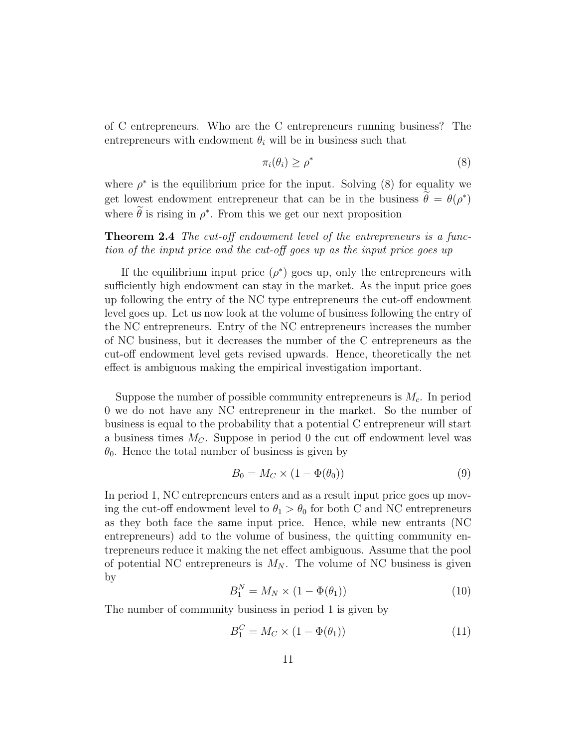of C entrepreneurs. Who are the C entrepreneurs running business? The entrepreneurs with endowment $\theta_i$ will be in business such that

$$\pi_i(\theta_i) \geq \rho^* \tag{8}$$

where $\rho^*$ is the equilibrium price for the input. Solving (8) for equality we get lowest endowment entrepreneur that can be in the business $\widetilde{\theta} = \theta(\rho^*)$ where $\widetilde{\theta}$ is rising in $\rho^*$. From this we get our next proposition

**Theorem 2.4** *The cut-off endowment level of the entrepreneurs is a function of the input price and the cut-off goes up as the input price goes up*

If the equilibrium input price ($\rho^*$) goes up, only the entrepreneurs with sufficiently high endowment can stay in the market. As the input price goes up following the entry of the NC type entrepreneurs the cut-off endowment level goes up. Let us now look at the volume of business following the entry of the NC entrepreneurs. Entry of the NC entrepreneurs increases the number of NC business, but it decreases the number of the C entrepreneurs as the cut-off endowment level gets revised upwards. Hence, theoretically the net effect is ambiguous making the empirical investigation important.

Suppose the number of possible community entrepreneurs is $M_c$. In period 0 we do not have any NC entrepreneur in the market. So the number of business is equal to the probability that a potential C entrepreneur will start a business times $M_C$. Suppose in period 0 the cut off endowment level was $\theta_0$. Hence the total number of business is given by

$$B_0 = M_C \times (1 - \Phi(\theta_0)) \tag{9}$$

In period 1, NC entrepreneurs enters and as a result input price goes up moving the cut-off endowment level to $\theta_1 > \theta_0$ for both C and NC entrepreneurs as they both face the same input price. Hence, while new entrants (NC entrepreneurs) add to the volume of business, the quitting community entrepreneurs reduce it making the net effect ambiguous. Assume that the pool of potential NC entrepreneurs is $M_N$. The volume of NC business is given by

$$B_1^N = M_N \times (1 - \Phi(\theta_1)) \tag{10}$$

The number of community business in period 1 is given by

$$B_1^C = M_C \times (1 - \Phi(\theta_1)) \tag{11}$$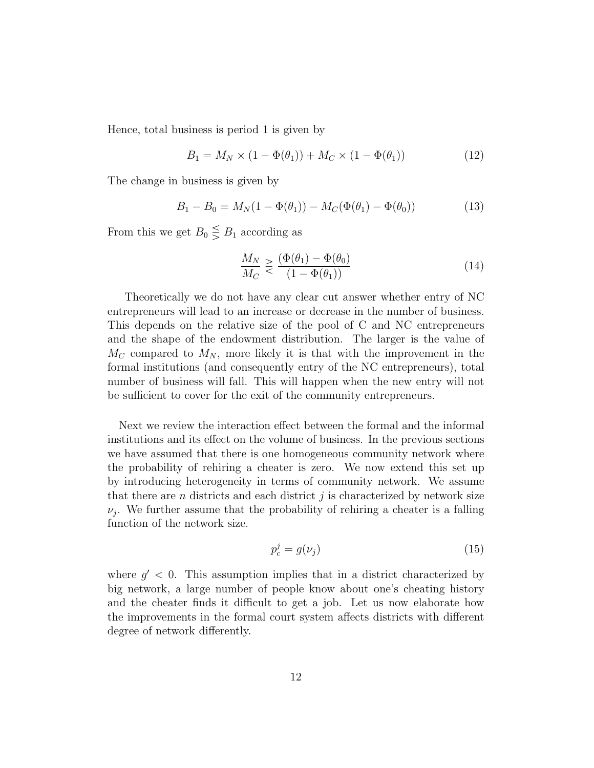Hence, total business is period 1 is given by

$$B_1 = M_N \times (1 - \Phi(\theta_1)) + M_C \times (1 - \Phi(\theta_1)) \tag{12}$$

The change in business is given by

$$B_1 - B_0 = M_N(1 - \Phi(\theta_1)) - M_C(\Phi(\theta_1) - \Phi(\theta_0)) \tag{13}$$

From this we get $B_0 \lesseqgtr B_1$ according as

$$\frac{M_N}{M_C} \gtreqless \frac{(\Phi(\theta_1) - \Phi(\theta_0))}{(1 - \Phi(\theta_1))} \tag{14}$$

Theoretically we do not have any clear cut answer whether entry of NC entrepreneurs will lead to an increase or decrease in the number of business. This depends on the relative size of the pool of C and NC entrepreneurs and the shape of the endowment distribution. The larger is the value of $M_C$ compared to $M_N$, more likely it is that with the improvement in the formal institutions (and consequently entry of the NC entrepreneurs), total number of business will fall. This will happen when the new entry will not be sufficient to cover for the exit of the community entrepreneurs.

Next we review the interaction effect between the formal and the informal institutions and its effect on the volume of business. In the previous sections we have assumed that there is one homogeneous community network where the probability of rehiring a cheater is zero. We now extend this set up by introducing heterogeneity in terms of community network. We assume that there are $n$ districts and each district $j$ is characterized by network size $\nu_j$. We further assume that the probability of rehiring a cheater is a falling function of the network size.

$$p_c^j = g(\nu_j) \tag{15}$$

where $g' < 0$. This assumption implies that in a district characterized by big network, a large number of people know about one's cheating history and the cheater finds it difficult to get a job. Let us now elaborate how the improvements in the formal court system affects districts with different degree of network differently.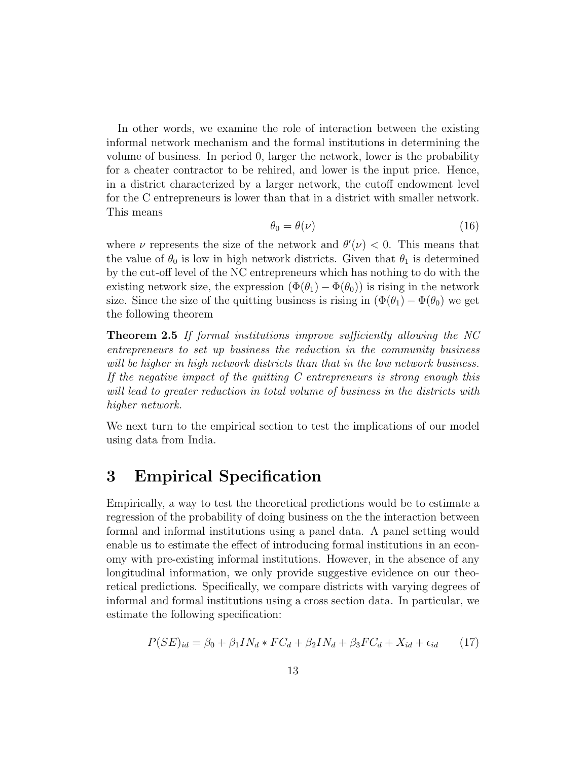In other words, we examine the role of interaction between the existing informal network mechanism and the formal institutions in determining the volume of business. In period 0, larger the network, lower is the probability for a cheater contractor to be rehired, and lower is the input price. Hence, in a district characterized by a larger network, the cutoff endowment level for the C entrepreneurs is lower than that in a district with smaller network. This means

$$\theta_0 = \theta(\nu) \tag{16}$$

where $\nu$ represents the size of the network and $\theta'(\nu) < 0$. This means that the value of $\theta_0$ is low in high network districts. Given that $\theta_1$ is determined by the cut-off level of the NC entrepreneurs which has nothing to do with the existing network size, the expression $(\Phi(\theta_1) - \Phi(\theta_0))$ is rising in the network size. Since the size of the quitting business is rising in $(\Phi(\theta_1) - \Phi(\theta_0)$ we get the following theorem

**Theorem 2.5** *If formal institutions improve sufficiently allowing the NC entrepreneurs to set up business the reduction in the community business will be higher in high network districts than that in the low network business. If the negative impact of the quitting C entrepreneurs is strong enough this will lead to greater reduction in total volume of business in the districts with higher network.*

We next turn to the empirical section to test the implications of our model using data from India.

# 3 Empirical Specification

Empirically, a way to test the theoretical predictions would be to estimate a regression of the probability of doing business on the the interaction between formal and informal institutions using a panel data. A panel setting would enable us to estimate the effect of introducing formal institutions in an economy with pre-existing informal institutions. However, in the absence of any longitudinal information, we only provide suggestive evidence on our theoretical predictions. Specifically, we compare districts with varying degrees of informal and formal institutions using a cross section data. In particular, we estimate the following specification:

$$P(SE)_{id} = \beta_0 + \beta_1 IN_d * FC_d + \beta_2 IN_d + \beta_3 FC_d + X_{id} + \epsilon_{id} \tag{17}$$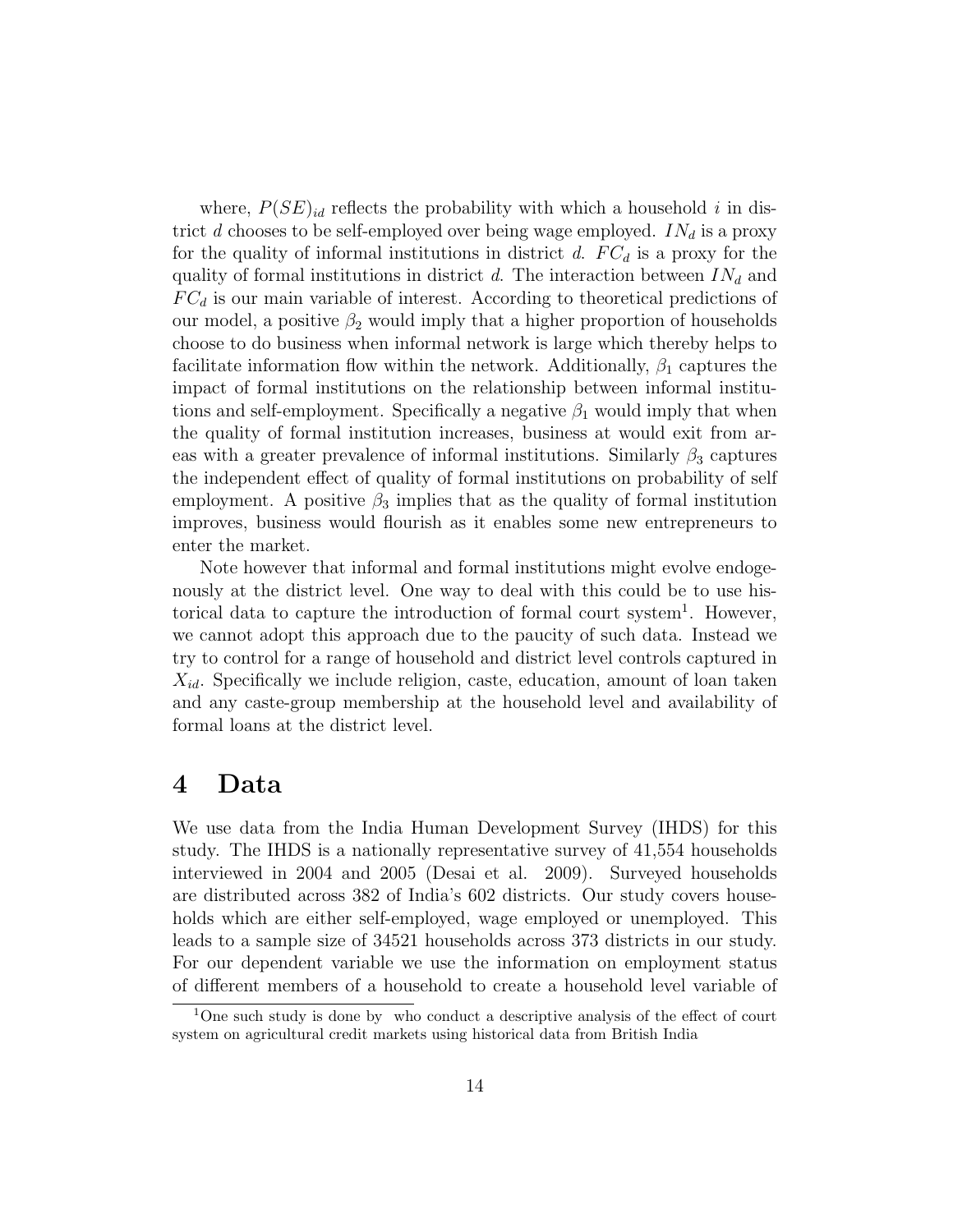where, $P(SE)_{id}$ reflects the probability with which a household $i$ in district $d$ chooses to be self-employed over being wage employed. $IN_d$ is a proxy for the quality of informal institutions in district $d$. $FC_d$ is a proxy for the quality of formal institutions in district $d$. The interaction between $IN_d$ and $FC_d$ is our main variable of interest. According to theoretical predictions of our model, a positive $\beta_2$ would imply that a higher proportion of households choose to do business when informal network is large which thereby helps to facilitate information flow within the network. Additionally, $\beta_1$ captures the impact of formal institutions on the relationship between informal institutions and self-employment. Specifically a negative $\beta_1$ would imply that when the quality of formal institution increases, business at would exit from areas with a greater prevalence of informal institutions. Similarly $\beta_3$ captures the independent effect of quality of formal institutions on probability of self employment. A positive $\beta_3$ implies that as the quality of formal institution improves, business would flourish as it enables some new entrepreneurs to enter the market.

Note however that informal and formal institutions might evolve endogenously at the district level. One way to deal with this could be to use historical data to capture the introduction of formal court system[1]. However, we cannot adopt this approach due to the paucity of such data. Instead we try to control for a range of household and district level controls captured in $X_{id}$. Specifically we include religion, caste, education, amount of loan taken and any caste-group membership at the household level and availability of formal loans at the district level.

# 4 Data

We use data from the India Human Development Survey (IHDS) for this study. The IHDS is a nationally representative survey of 41,554 households interviewed in 2004 and 2005 (Desai et al. 2009). Surveyed households are distributed across 382 of India's 602 districts. Our study covers households which are either self-employed, wage employed or unemployed. This leads to a sample size of 34521 households across 373 districts in our study. For our dependent variable we use the information on employment status of different members of a household to create a household level variable of

[1]One such study is done by who conduct a descriptive analysis of the effect of court system on agricultural credit markets using historical data from British India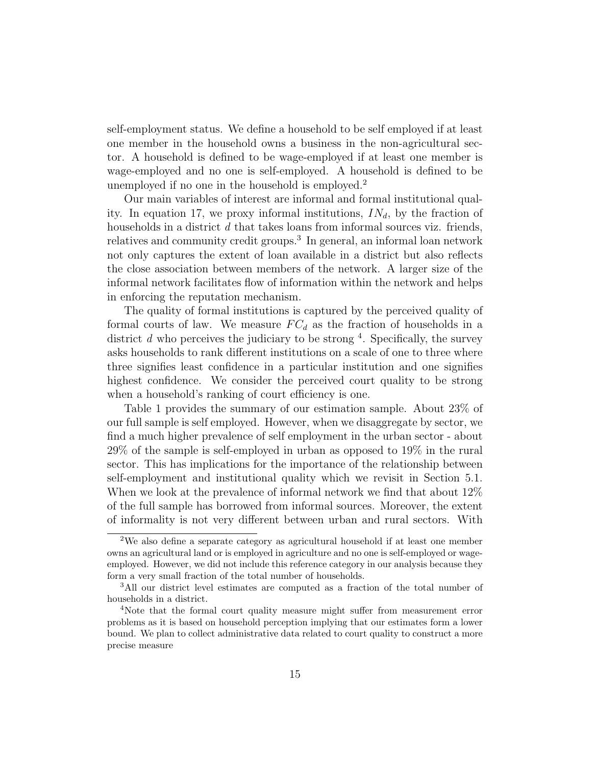self-employment status. We define a household to be self employed if at least one member in the household owns a business in the non-agricultural sector. A household is defined to be wage-employed if at least one member is wage-employed and no one is self-employed. A household is defined to be unemployed if no one in the household is employed.[2]

Our main variables of interest are informal and formal institutional quality. In equation 17, we proxy informal institutions, $IN_d$, by the fraction of households in a district $d$ that takes loans from informal sources viz. friends, relatives and community credit groups.[3] In general, an informal loan network not only captures the extent of loan available in a district but also reflects the close association between members of the network. A larger size of the informal network facilitates flow of information within the network and helps in enforcing the reputation mechanism.

The quality of formal institutions is captured by the perceived quality of formal courts of law. We measure $FC_d$ as the fraction of households in a district $d$ who perceives the judiciary to be strong [4]. Specifically, the survey asks households to rank different institutions on a scale of one to three where three signifies least confidence in a particular institution and one signifies highest confidence. We consider the perceived court quality to be strong when a household's ranking of court efficiency is one.

Table 1 provides the summary of our estimation sample. About 23% of our full sample is self employed. However, when we disaggregate by sector, we find a much higher prevalence of self employment in the urban sector - about 29% of the sample is self-employed in urban as opposed to 19% in the rural sector. This has implications for the importance of the relationship between self-employment and institutional quality which we revisit in Section 5.1. When we look at the prevalence of informal network we find that about 12% of the full sample has borrowed from informal sources. Moreover, the extent of informality is not very different between urban and rural sectors. With

---

[2] We also define a separate category as agricultural household if at least one member owns an agricultural land or is employed in agriculture and no one is self-employed or wage-employed. However, we did not include this reference category in our analysis because they form a very small fraction of the total number of households.

[3] All our district level estimates are computed as a fraction of the total number of households in a district.

[4] Note that the formal court quality measure might suffer from measurement error problems as it is based on household perception implying that our estimates form a lower bound. We plan to collect administrative data related to court quality to construct a more precise measure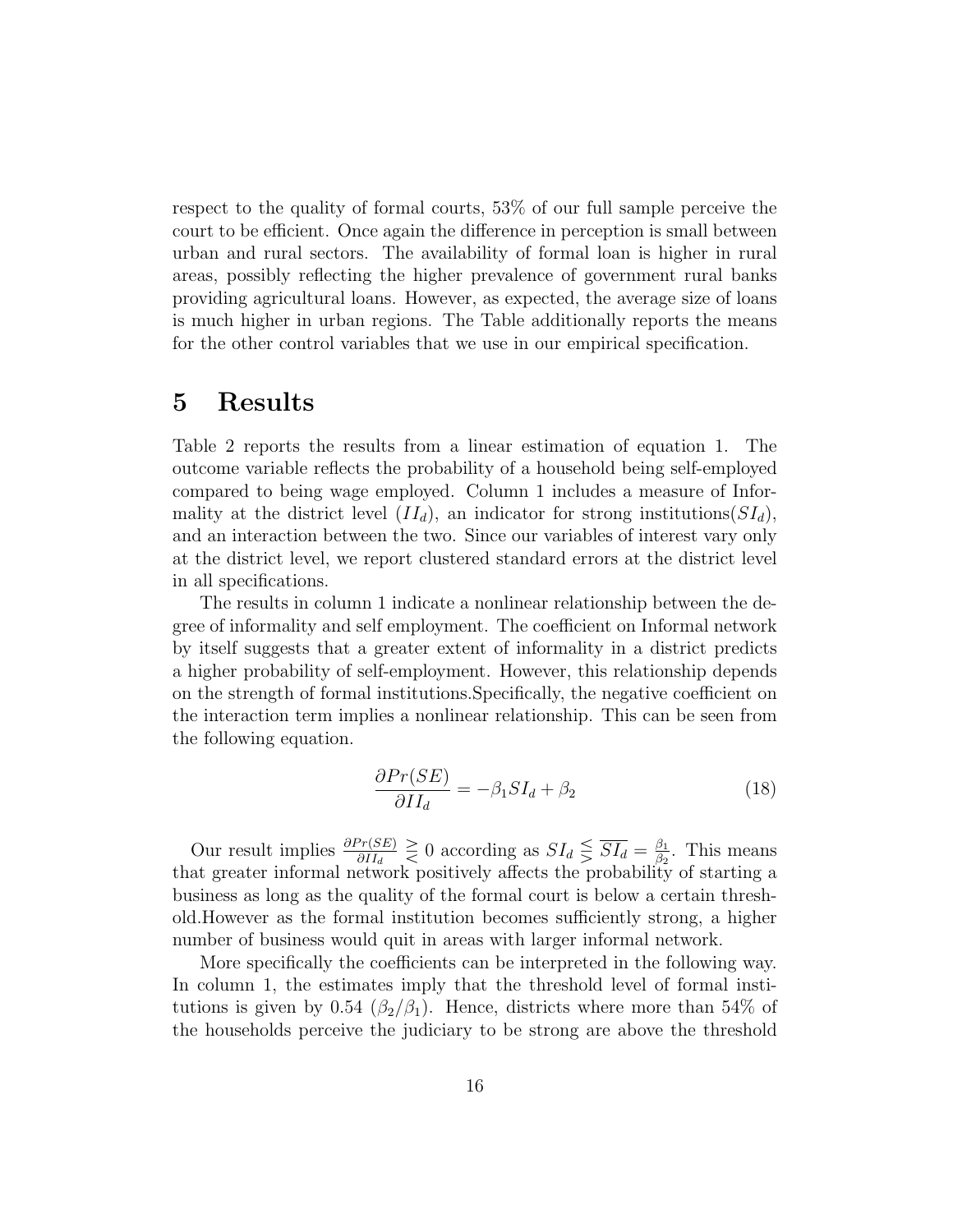respect to the quality of formal courts, 53% of our full sample perceive the court to be efficient. Once again the difference in perception is small between urban and rural sectors. The availability of formal loan is higher in rural areas, possibly reflecting the higher prevalence of government rural banks providing agricultural loans. However, as expected, the average size of loans is much higher in urban regions. The Table additionally reports the means for the other control variables that we use in our empirical specification.

# 5 Results

Table 2 reports the results from a linear estimation of equation 1. The outcome variable reflects the probability of a household being self-employed compared to being wage employed. Column 1 includes a measure of Informality at the district level ($II_d$), an indicator for strong institutions($SI_d$), and an interaction between the two. Since our variables of interest vary only at the district level, we report clustered standard errors at the district level in all specifications.

The results in column 1 indicate a nonlinear relationship between the degree of informality and self employment. The coefficient on Informal network by itself suggests that a greater extent of informality in a district predicts a higher probability of self-employment. However, this relationship depends on the strength of formal institutions.Specifically, the negative coefficient on the interaction term implies a nonlinear relationship. This can be seen from the following equation.

$$\frac{\partial Pr(SE)}{\partial II_d} = -\beta_1 SI_d + \beta_2 \tag{18}$$

Our result implies $\frac{\partial Pr(SE)}{\partial II_d} \gtrless 0$ according as $SI_d \lesseqgtr \overline{SI_d} = \frac{\beta_1}{\beta_2}$. This means that greater informal network positively affects the probability of starting a business as long as the quality of the formal court is below a certain threshold.However as the formal institution becomes sufficiently strong, a higher number of business would quit in areas with larger informal network.

More specifically the coefficients can be interpreted in the following way. In column 1, the estimates imply that the threshold level of formal institutions is given by 0.54 ($\beta_2/\beta_1$). Hence, districts where more than 54% of the households perceive the judiciary to be strong are above the threshold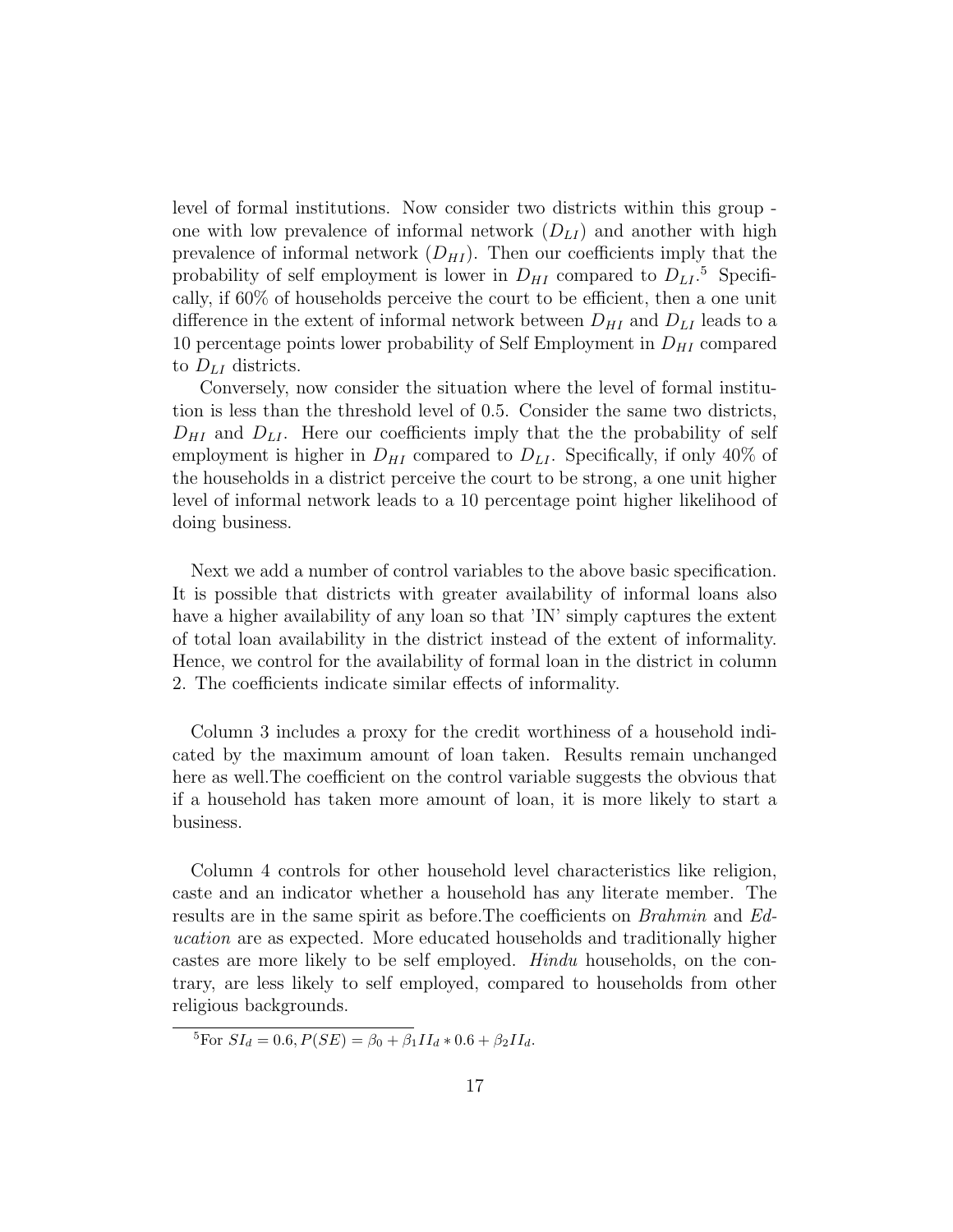level of formal institutions. Now consider two districts within this group - one with low prevalence of informal network ($D_{LI}$) and another with high prevalence of informal network ($D_{HI}$). Then our coefficients imply that the probability of self employment is lower in $D_{HI}$ compared to $D_{LI}$.[5] Specifically, if 60% of households perceive the court to be efficient, then a one unit difference in the extent of informal network between $D_{HI}$ and $D_{LI}$ leads to a 10 percentage points lower probability of Self Employment in $D_{HI}$ compared to $D_{LI}$ districts.

Conversely, now consider the situation where the level of formal institution is less than the threshold level of 0.5. Consider the same two districts, $D_{HI}$ and $D_{LI}$. Here our coefficients imply that the the probability of self employment is higher in $D_{HI}$ compared to $D_{LI}$. Specifically, if only 40% of the households in a district perceive the court to be strong, a one unit higher level of informal network leads to a 10 percentage point higher likelihood of doing business.

Next we add a number of control variables to the above basic specification. It is possible that districts with greater availability of informal loans also have a higher availability of any loan so that 'IN' simply captures the extent of total loan availability in the district instead of the extent of informality. Hence, we control for the availability of formal loan in the district in column 2. The coefficients indicate similar effects of informality.

Column 3 includes a proxy for the credit worthiness of a household indicated by the maximum amount of loan taken. Results remain unchanged here as well.The coefficient on the control variable suggests the obvious that if a household has taken more amount of loan, it is more likely to start a business.

Column 4 controls for other household level characteristics like religion, caste and an indicator whether a household has any literate member. The results are in the same spirit as before.The coefficients on *Brahmin* and *Education* are as expected. More educated households and traditionally higher castes are more likely to be self employed. *Hindu* households, on the contrary, are less likely to self employed, compared to households from other religious backgrounds.

[5]For $SI_d = 0.6, P(SE) = \beta_0 + \beta_1 II_d * 0.6 + \beta_2 II_d$.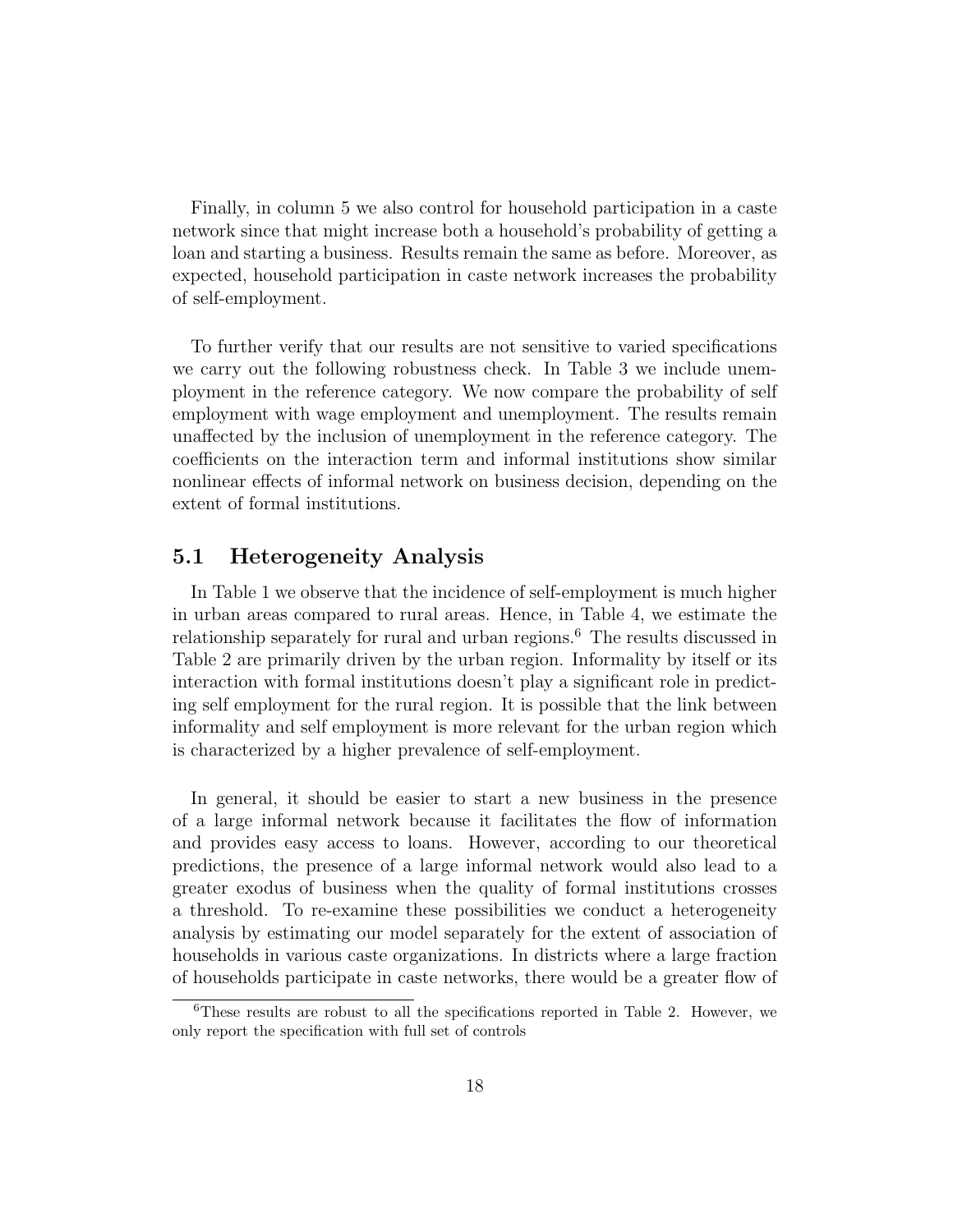Finally, in column 5 we also control for household participation in a caste network since that might increase both a household's probability of getting a loan and starting a business. Results remain the same as before. Moreover, as expected, household participation in caste network increases the probability of self-employment.

To further verify that our results are not sensitive to varied specifications we carry out the following robustness check. In Table 3 we include unemployment in the reference category. We now compare the probability of self employment with wage employment and unemployment. The results remain unaffected by the inclusion of unemployment in the reference category. The coefficients on the interaction term and informal institutions show similar nonlinear effects of informal network on business decision, depending on the extent of formal institutions.

## 5.1 Heterogeneity Analysis

In Table 1 we observe that the incidence of self-employment is much higher in urban areas compared to rural areas. Hence, in Table 4, we estimate the relationship separately for rural and urban regions.[6] The results discussed in Table 2 are primarily driven by the urban region. Informality by itself or its interaction with formal institutions doesn't play a significant role in predicting self employment for the rural region. It is possible that the link between informality and self employment is more relevant for the urban region which is characterized by a higher prevalence of self-employment.

In general, it should be easier to start a new business in the presence of a large informal network because it facilitates the flow of information and provides easy access to loans. However, according to our theoretical predictions, the presence of a large informal network would also lead to a greater exodus of business when the quality of formal institutions crosses a threshold. To re-examine these possibilities we conduct a heterogeneity analysis by estimating our model separately for the extent of association of households in various caste organizations. In districts where a large fraction of households participate in caste networks, there would be a greater flow of

[6] These results are robust to all the specifications reported in Table 2. However, we only report the specification with full set of controls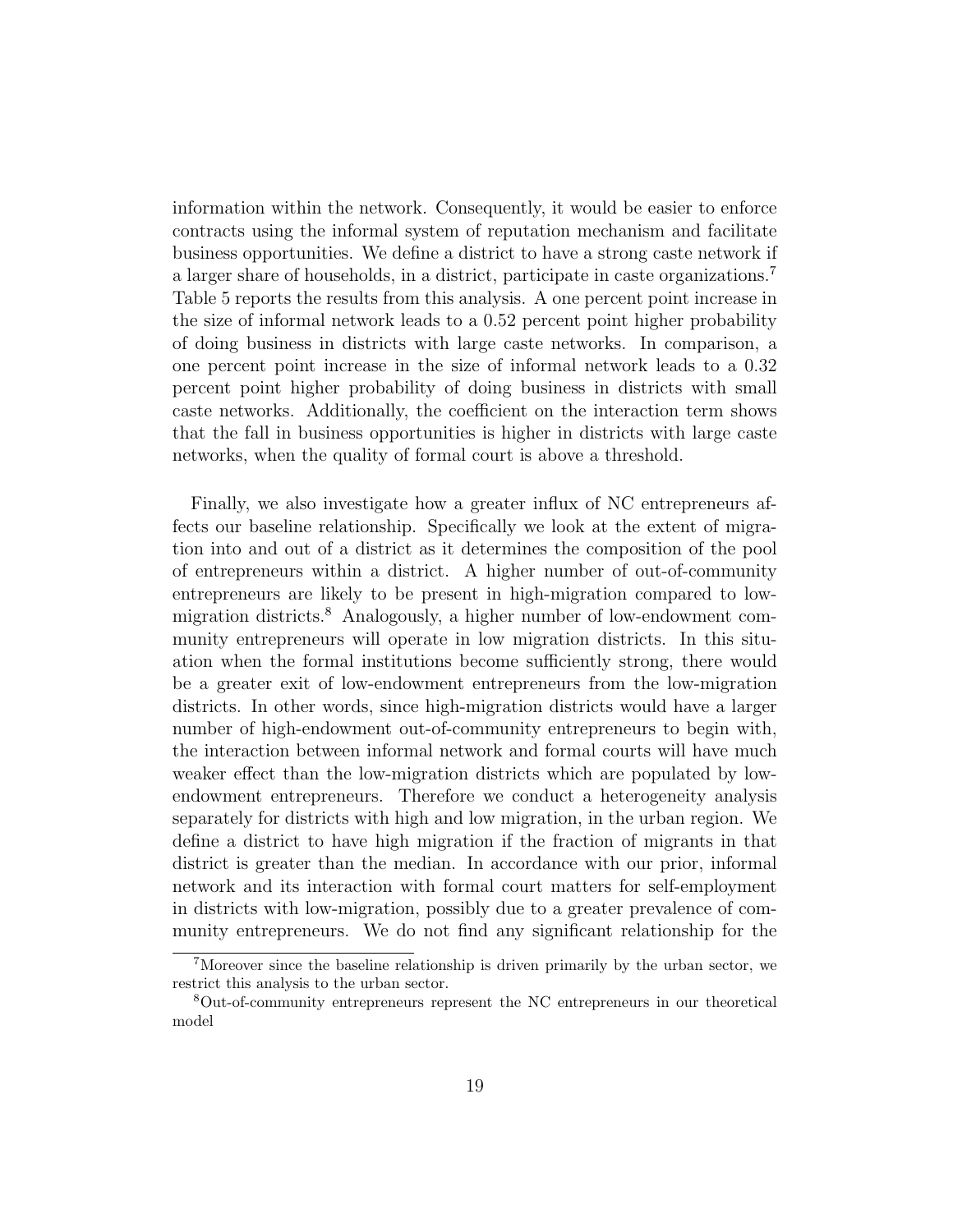information within the network. Consequently, it would be easier to enforce contracts using the informal system of reputation mechanism and facilitate business opportunities. We define a district to have a strong caste network if a larger share of households, in a district, participate in caste organizations.[7] Table 5 reports the results from this analysis. A one percent point increase in the size of informal network leads to a 0.52 percent point higher probability of doing business in districts with large caste networks. In comparison, a one percent point increase in the size of informal network leads to a 0.32 percent point higher probability of doing business in districts with small caste networks. Additionally, the coefficient on the interaction term shows that the fall in business opportunities is higher in districts with large caste networks, when the quality of formal court is above a threshold.

Finally, we also investigate how a greater influx of NC entrepreneurs affects our baseline relationship. Specifically we look at the extent of migration into and out of a district as it determines the composition of the pool of entrepreneurs within a district. A higher number of out-of-community entrepreneurs are likely to be present in high-migration compared to low-migration districts.[8] Analogously, a higher number of low-endowment community entrepreneurs will operate in low migration districts. In this situation when the formal institutions become sufficiently strong, there would be a greater exit of low-endowment entrepreneurs from the low-migration districts. In other words, since high-migration districts would have a larger number of high-endowment out-of-community entrepreneurs to begin with, the interaction between informal network and formal courts will have much weaker effect than the low-migration districts which are populated by low-endowment entrepreneurs. Therefore we conduct a heterogeneity analysis separately for districts with high and low migration, in the urban region. We define a district to have high migration if the fraction of migrants in that district is greater than the median. In accordance with our prior, informal network and its interaction with formal court matters for self-employment in districts with low-migration, possibly due to a greater prevalence of community entrepreneurs. We do not find any significant relationship for the

[7] Moreover since the baseline relationship is driven primarily by the urban sector, we restrict this analysis to the urban sector.

[8] Out-of-community entrepreneurs represent the NC entrepreneurs in our theoretical model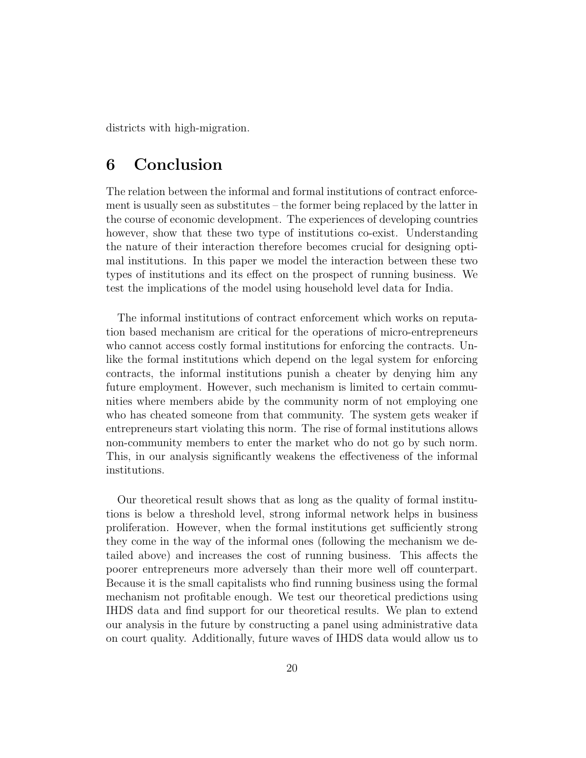districts with high-migration.

# 6 Conclusion

The relation between the informal and formal institutions of contract enforcement is usually seen as substitutes – the former being replaced by the latter in the course of economic development. The experiences of developing countries however, show that these two type of institutions co-exist. Understanding the nature of their interaction therefore becomes crucial for designing optimal institutions. In this paper we model the interaction between these two types of institutions and its effect on the prospect of running business. We test the implications of the model using household level data for India.

The informal institutions of contract enforcement which works on reputation based mechanism are critical for the operations of micro-entrepreneurs who cannot access costly formal institutions for enforcing the contracts. Unlike the formal institutions which depend on the legal system for enforcing contracts, the informal institutions punish a cheater by denying him any future employment. However, such mechanism is limited to certain communities where members abide by the community norm of not employing one who has cheated someone from that community. The system gets weaker if entrepreneurs start violating this norm. The rise of formal institutions allows non-community members to enter the market who do not go by such norm. This, in our analysis significantly weakens the effectiveness of the informal institutions.

Our theoretical result shows that as long as the quality of formal institutions is below a threshold level, strong informal network helps in business proliferation. However, when the formal institutions get sufficiently strong they come in the way of the informal ones (following the mechanism we detailed above) and increases the cost of running business. This affects the poorer entrepreneurs more adversely than their more well off counterpart. Because it is the small capitalists who find running business using the formal mechanism not profitable enough. We test our theoretical predictions using IHDS data and find support for our theoretical results. We plan to extend our analysis in the future by constructing a panel using administrative data on court quality. Additionally, future waves of IHDS data would allow us to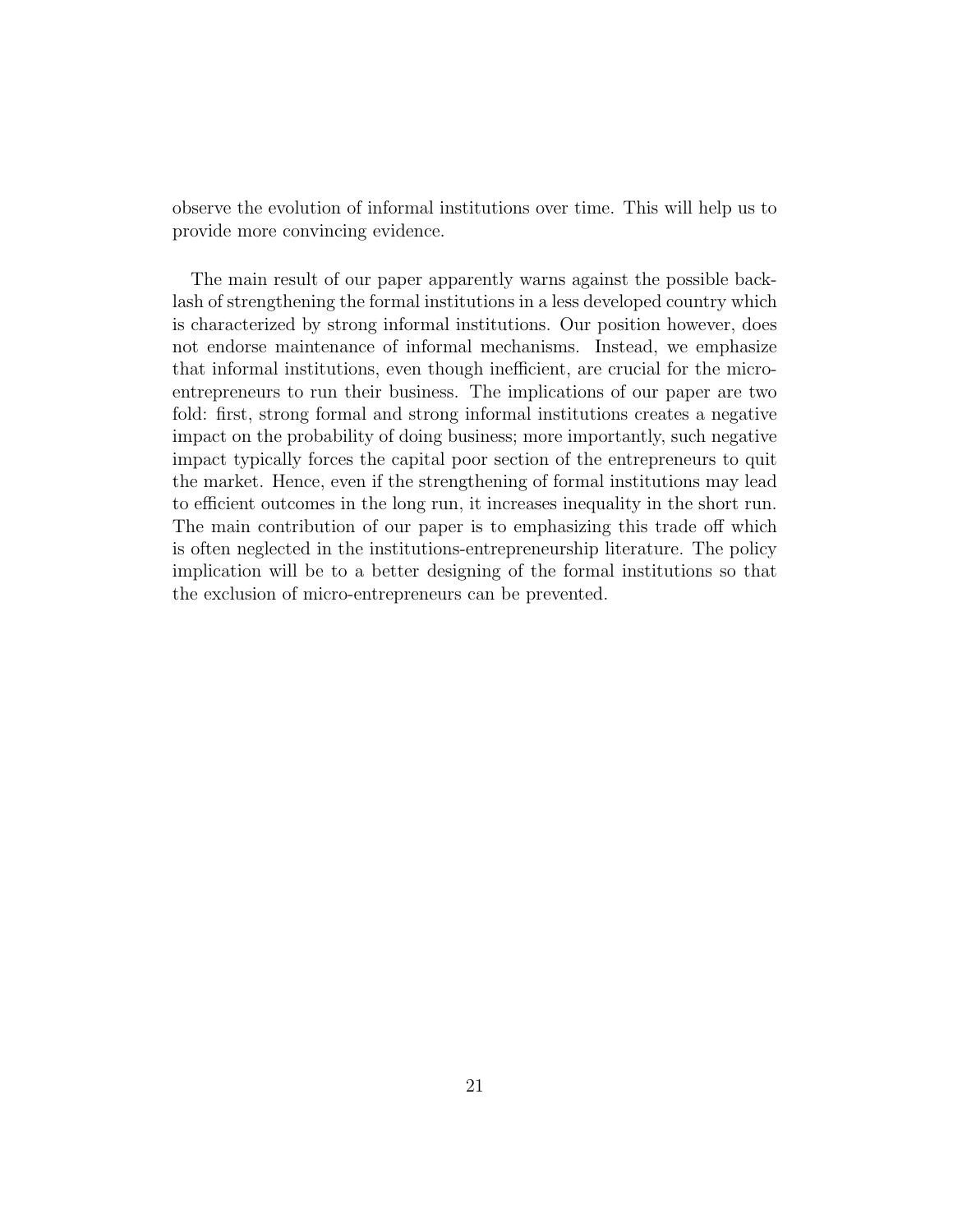observe the evolution of informal institutions over time. This will help us to provide more convincing evidence.

The main result of our paper apparently warns against the possible backlash of strengthening the formal institutions in a less developed country which is characterized by strong informal institutions. Our position however, does not endorse maintenance of informal mechanisms. Instead, we emphasize that informal institutions, even though inefficient, are crucial for the micro-entrepreneurs to run their business. The implications of our paper are two fold: first, strong formal and strong informal institutions creates a negative impact on the probability of doing business; more importantly, such negative impact typically forces the capital poor section of the entrepreneurs to quit the market. Hence, even if the strengthening of formal institutions may lead to efficient outcomes in the long run, it increases inequality in the short run. The main contribution of our paper is to emphasizing this trade off which is often neglected in the institutions-entrepreneurship literature. The policy implication will be to a better designing of the formal institutions so that the exclusion of micro-entrepreneurs can be prevented.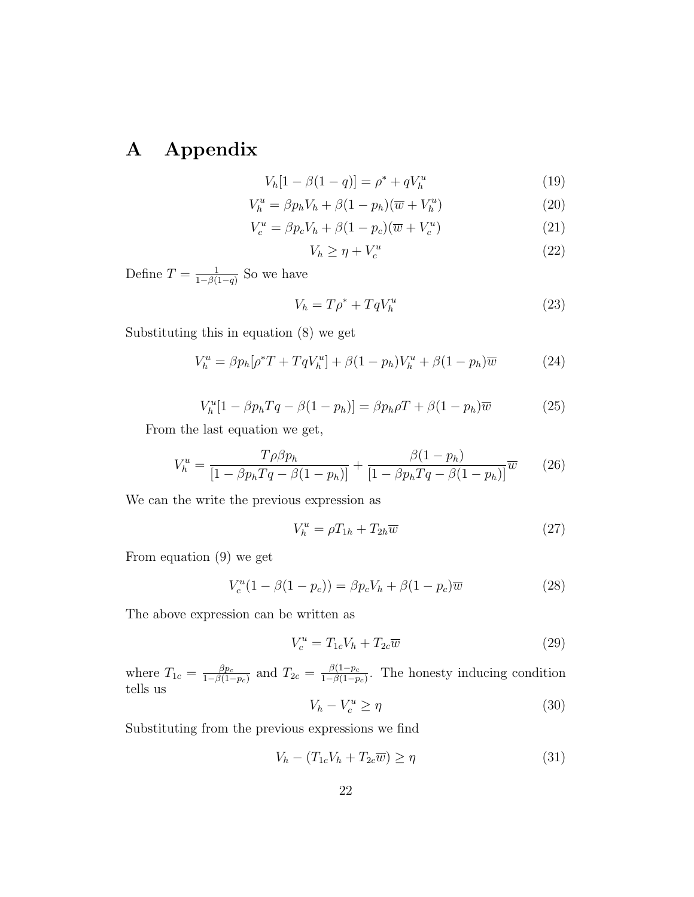# A Appendix

$$V_h[1 - \beta(1 - q)] = \rho^* + qV_h^u \tag{19}$$

$$V_h^u = \beta p_h V_h + \beta(1 - p_h)(\overline{w} + V_h^u) \tag{20}$$

$$V_c^u = \beta p_c V_h + \beta(1 - p_c)(\overline{w} + V_c^u) \tag{21}$$

$$V_h \geq \eta + V_c^u \tag{22}$$

Define $T = \frac{1}{1-\beta(1-q)}$ So we have

$$V_h = T\rho^* + TqV_h^u \tag{23}$$

Substituting this in equation (8) we get

$$V_h^u = \beta p_h[\rho^* T + TqV_h^u] + \beta(1 - p_h)V_h^u + \beta(1 - p_h)\overline{w} \tag{24}$$

$$V_h^u[1 - \beta p_h Tq - \beta(1 - p_h)] = \beta p_h \rho T + \beta(1 - p_h)\overline{w} \tag{25}$$

From the last equation we get,

$$V_h^u = \frac{T\rho\beta p_h}{[1 - \beta p_h Tq - \beta(1 - p_h)]} + \frac{\beta(1 - p_h)}{[1 - \beta p_h Tq - \beta(1 - p_h)]}\overline{w} \tag{26}$$

We can the write the previous expression as

$$V_h^u = \rho T_{1h} + T_{2h}\overline{w} \tag{27}$$

From equation (9) we get

$$V_c^u(1 - \beta(1 - p_c)) = \beta p_c V_h + \beta(1 - p_c)\overline{w} \tag{28}$$

The above expression can be written as

$$V_c^u = T_{1c}V_h + T_{2c}\overline{w} \tag{29}$$

where $T_{1c} = \frac{\beta p_c}{1-\beta(1-p_c)}$ and $T_{2c} = \frac{\beta(1-p_c}{1-\beta(1-p_c)}$. The honesty inducing condition tells us

$$V_h - V_c^u \geq \eta \tag{30}$$

Substituting from the previous expressions we find

$$V_h - (T_{1c}V_h + T_{2c}\overline{w}) \geq \eta \tag{31}$$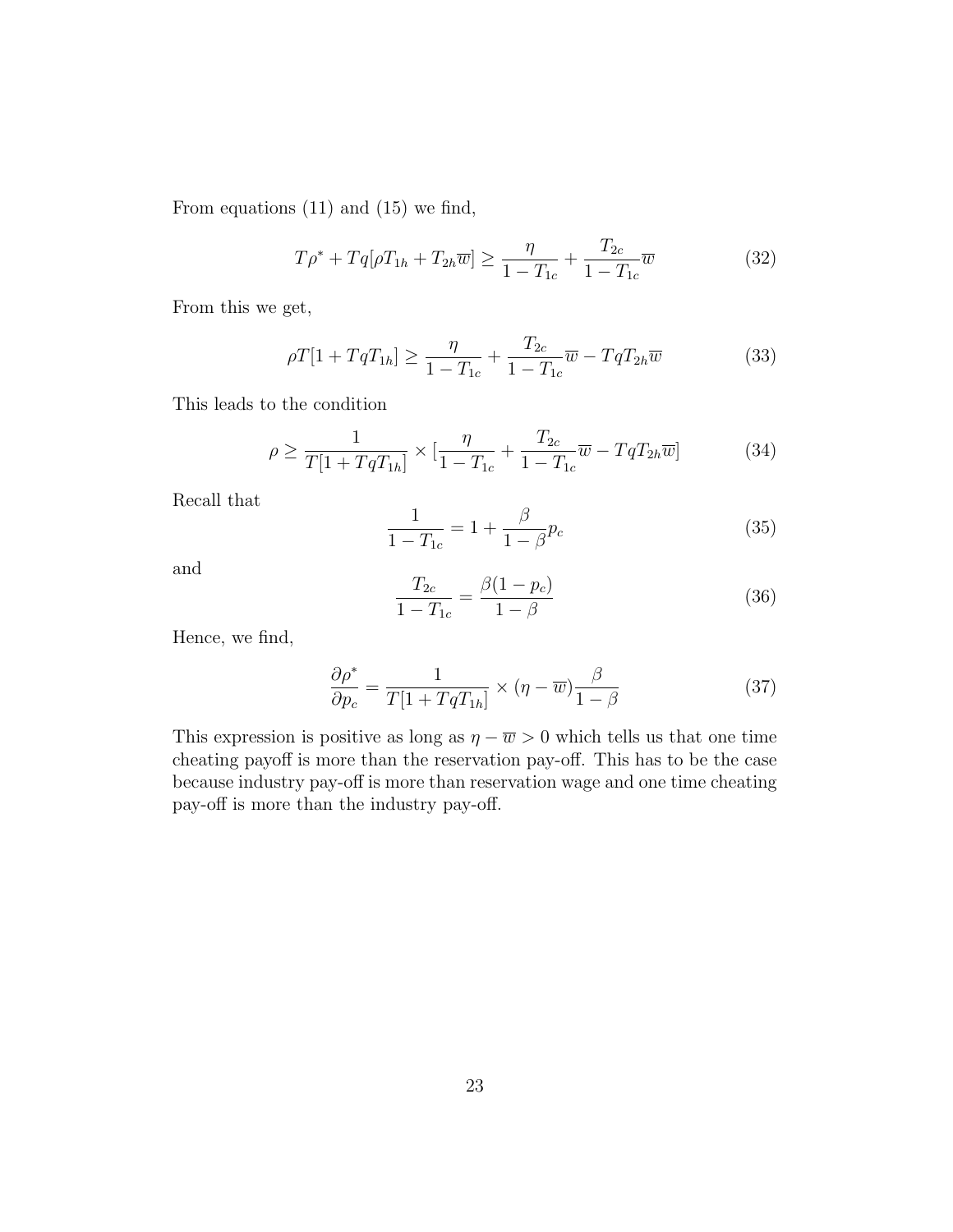From equations (11) and (15) we find,

$$T\rho^* + Tq[\rho T_{1h} + T_{2h}\overline{w}] \geq \frac{\eta}{1 - T_{1c}} + \frac{T_{2c}}{1 - T_{1c}}\overline{w} \tag{32}$$

From this we get,

$$\rho T[1 + TqT_{1h}] \geq \frac{\eta}{1 - T_{1c}} + \frac{T_{2c}}{1 - T_{1c}}\overline{w} - TqT_{2h}\overline{w} \tag{33}$$

This leads to the condition

$$\rho \geq \frac{1}{T[1 + TqT_{1h}]} \times [\frac{\eta}{1 - T_{1c}} + \frac{T_{2c}}{1 - T_{1c}}\overline{w} - TqT_{2h}\overline{w}] \tag{34}$$

Recall that

$$\frac{1}{1 - T_{1c}} = 1 + \frac{\beta}{1 - \beta}p_c \tag{35}$$

and

$$\frac{T_{2c}}{1 - T_{1c}} = \frac{\beta(1 - p_c)}{1 - \beta} \tag{36}$$

Hence, we find,

$$\frac{\partial \rho^*}{\partial p_c} = \frac{1}{T[1 + TqT_{1h}]} \times (\eta - \overline{w})\frac{\beta}{1 - \beta} \tag{37}$$

This expression is positive as long as $\eta - \overline{w} > 0$ which tells us that one time cheating payoff is more than the reservation pay-off. This has to be the case because industry pay-off is more than reservation wage and one time cheating pay-off is more than the industry pay-off.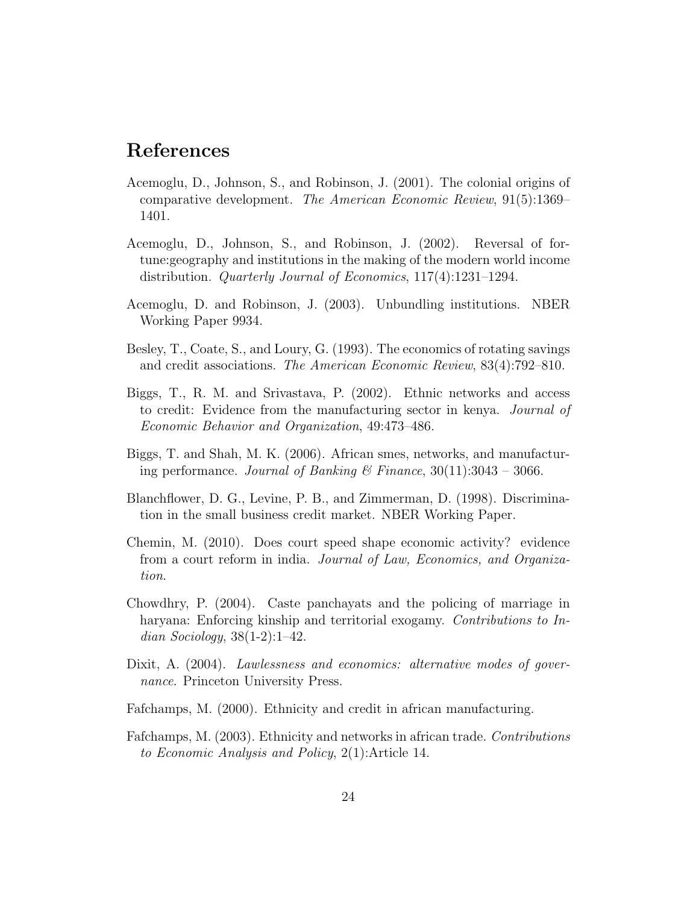# References

Acemoglu, D., Johnson, S., and Robinson, J. (2001). The colonial origins of comparative development. *The American Economic Review*, 91(5):1369–1401.

Acemoglu, D., Johnson, S., and Robinson, J. (2002). Reversal of fortune:geography and institutions in the making of the modern world income distribution. *Quarterly Journal of Economics*, 117(4):1231–1294.

Acemoglu, D. and Robinson, J. (2003). Unbundling institutions. NBER Working Paper 9934.

Besley, T., Coate, S., and Loury, G. (1993). The economics of rotating savings and credit associations. *The American Economic Review*, 83(4):792–810.

Biggs, T., R. M. and Srivastava, P. (2002). Ethnic networks and access to credit: Evidence from the manufacturing sector in kenya. *Journal of Economic Behavior and Organization*, 49:473–486.

Biggs, T. and Shah, M. K. (2006). African smes, networks, and manufacturing performance. *Journal of Banking & Finance*, 30(11):3043 – 3066.

Blanchflower, D. G., Levine, P. B., and Zimmerman, D. (1998). Discrimination in the small business credit market. NBER Working Paper.

Chemin, M. (2010). Does court speed shape economic activity? evidence from a court reform in india. *Journal of Law, Economics, and Organization*.

Chowdhry, P. (2004). Caste panchayats and the policing of marriage in haryana: Enforcing kinship and territorial exogamy. *Contributions to Indian Sociology*, 38(1-2):1–42.

Dixit, A. (2004). *Lawlessness and economics: alternative modes of governance*. Princeton University Press.

Fafchamps, M. (2000). Ethnicity and credit in african manufacturing.

Fafchamps, M. (2003). Ethnicity and networks in african trade. *Contributions to Economic Analysis and Policy*, 2(1):Article 14.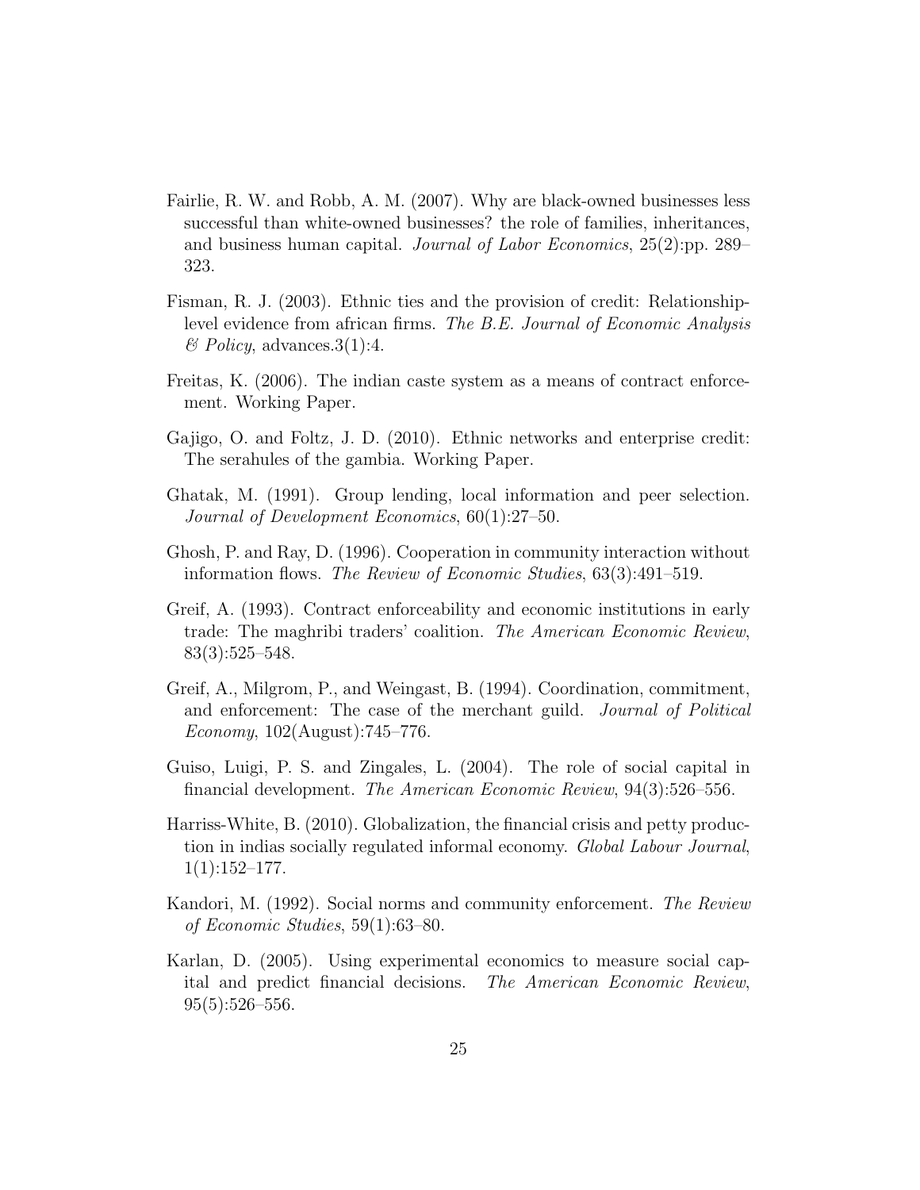Fairlie, R. W. and Robb, A. M. (2007). Why are black-owned businesses less successful than white-owned businesses? the role of families, inheritances, and business human capital. *Journal of Labor Economics*, 25(2):pp. 289–323.

Fisman, R. J. (2003). Ethnic ties and the provision of credit: Relationship-level evidence from african firms. *The B.E. Journal of Economic Analysis & Policy*, advances.3(1):4.

Freitas, K. (2006). The indian caste system as a means of contract enforcement. Working Paper.

Gajigo, O. and Foltz, J. D. (2010). Ethnic networks and enterprise credit: The serahules of the gambia. Working Paper.

Ghatak, M. (1991). Group lending, local information and peer selection. *Journal of Development Economics*, 60(1):27–50.

Ghosh, P. and Ray, D. (1996). Cooperation in community interaction without information flows. *The Review of Economic Studies*, 63(3):491–519.

Greif, A. (1993). Contract enforceability and economic institutions in early trade: The maghribi traders' coalition. *The American Economic Review*, 83(3):525–548.

Greif, A., Milgrom, P., and Weingast, B. (1994). Coordination, commitment, and enforcement: The case of the merchant guild. *Journal of Political Economy*, 102(August):745–776.

Guiso, Luigi, P. S. and Zingales, L. (2004). The role of social capital in financial development. *The American Economic Review*, 94(3):526–556.

Harriss-White, B. (2010). Globalization, the financial crisis and petty production in indias socially regulated informal economy. *Global Labour Journal*, 1(1):152–177.

Kandori, M. (1992). Social norms and community enforcement. *The Review of Economic Studies*, 59(1):63–80.

Karlan, D. (2005). Using experimental economics to measure social capital and predict financial decisions. *The American Economic Review*, 95(5):526–556.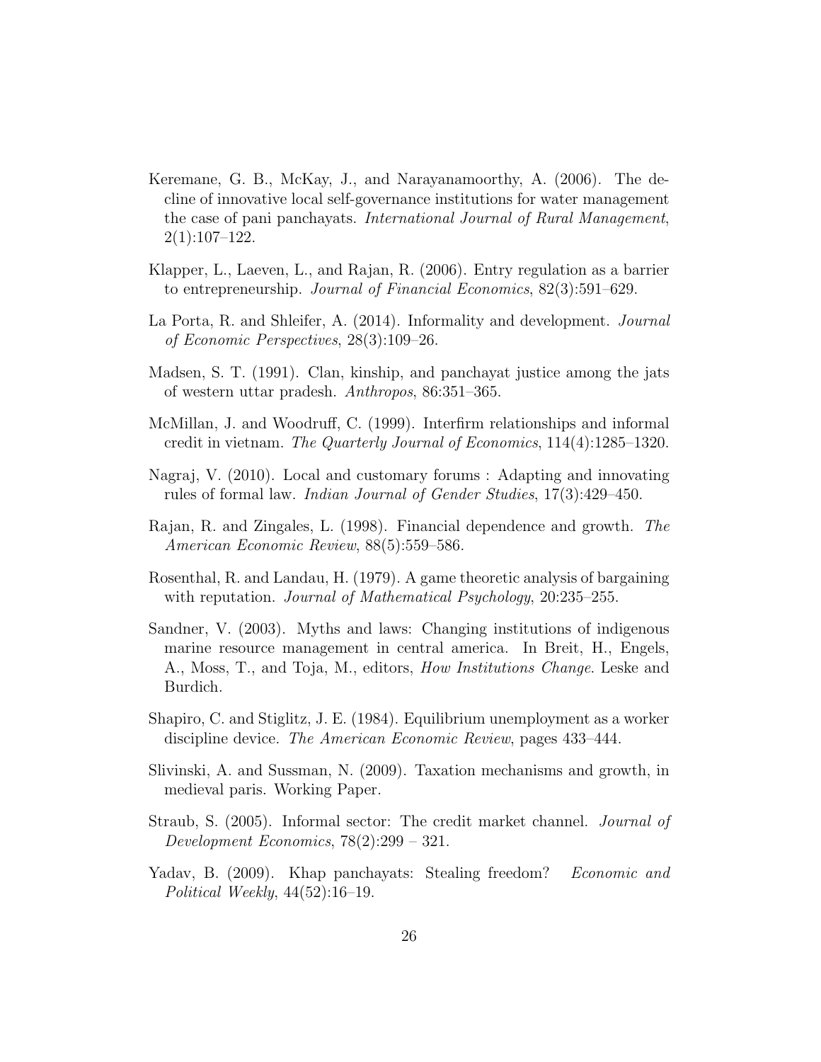Keremane, G. B., McKay, J., and Narayanamoorthy, A. (2006). The decline of innovative local self-governance institutions for water management the case of pani panchayats. *International Journal of Rural Management*, 2(1):107–122.

Klapper, L., Laeven, L., and Rajan, R. (2006). Entry regulation as a barrier to entrepreneurship. *Journal of Financial Economics*, 82(3):591–629.

La Porta, R. and Shleifer, A. (2014). Informality and development. *Journal of Economic Perspectives*, 28(3):109–26.

Madsen, S. T. (1991). Clan, kinship, and panchayat justice among the jats of western uttar pradesh. *Anthropos*, 86:351–365.

McMillan, J. and Woodruff, C. (1999). Interfirm relationships and informal credit in vietnam. *The Quarterly Journal of Economics*, 114(4):1285–1320.

Nagraj, V. (2010). Local and customary forums : Adapting and innovating rules of formal law. *Indian Journal of Gender Studies*, 17(3):429–450.

Rajan, R. and Zingales, L. (1998). Financial dependence and growth. *The American Economic Review*, 88(5):559–586.

Rosenthal, R. and Landau, H. (1979). A game theoretic analysis of bargaining with reputation. *Journal of Mathematical Psychology*, 20:235–255.

Sandner, V. (2003). Myths and laws: Changing institutions of indigenous marine resource management in central america. In Breit, H., Engels, A., Moss, T., and Toja, M., editors, *How Institutions Change*. Leske and Burdich.

Shapiro, C. and Stiglitz, J. E. (1984). Equilibrium unemployment as a worker discipline device. *The American Economic Review*, pages 433–444.

Slivinski, A. and Sussman, N. (2009). Taxation mechanisms and growth, in medieval paris. Working Paper.

Straub, S. (2005). Informal sector: The credit market channel. *Journal of Development Economics*, 78(2):299 – 321.

Yadav, B. (2009). Khap panchayats: Stealing freedom? *Economic and Political Weekly*, 44(52):16–19.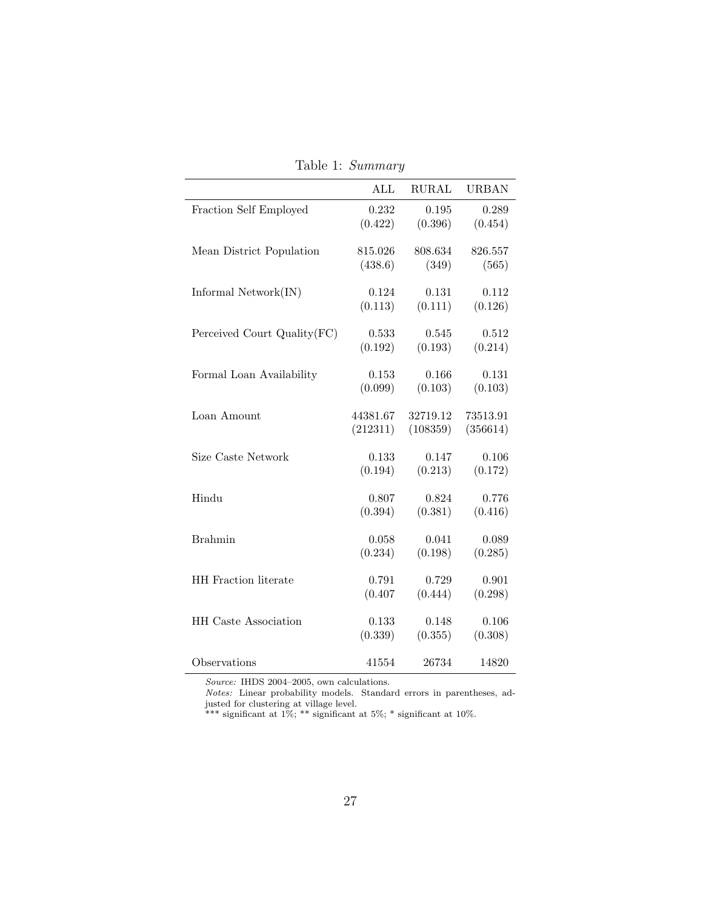Table 1: *Summary*

| | ALL | RURAL | URBAN |
|---|---|---|---|
| Fraction Self Employed | 0.232 | 0.195 | 0.289 |
| | (0.422) | (0.396) | (0.454) |
| Mean District Population | 815.026 | 808.634 | 826.557 |
| | (438.6) | (349) | (565) |
| Informal Network(IN) | 0.124 | 0.131 | 0.112 |
| | (0.113) | (0.111) | (0.126) |
| Perceived Court Quality(FC) | 0.533 | 0.545 | 0.512 |
| | (0.192) | (0.193) | (0.214) |
| Formal Loan Availability | 0.153 | 0.166 | 0.131 |
| | (0.099) | (0.103) | (0.103) |
| Loan Amount | 44381.67 | 32719.12 | 73513.91 |
| | (212311) | (108359) | (356614) |
| Size Caste Network | 0.133 | 0.147 | 0.106 |
| | (0.194) | (0.213) | (0.172) |
| Hindu | 0.807 | 0.824 | 0.776 |
| | (0.394) | (0.381) | (0.416) |
| Brahmin | 0.058 | 0.041 | 0.089 |
| | (0.234) | (0.198) | (0.285) |
| HH Fraction literate | 0.791 | 0.729 | 0.901 |
| | (0.407 | (0.444) | (0.298) |
| HH Caste Association | 0.133 | 0.148 | 0.106 |
| | (0.339) | (0.355) | (0.308) |
| Observations | 41554 | 26734 | 14820 |

*Source:* IHDS 2004–2005, own calculations.
*Notes:* Linear probability models. Standard errors in parentheses, adjusted for clustering at village level.
*** significant at 1%; ** significant at 5%; * significant at 10%.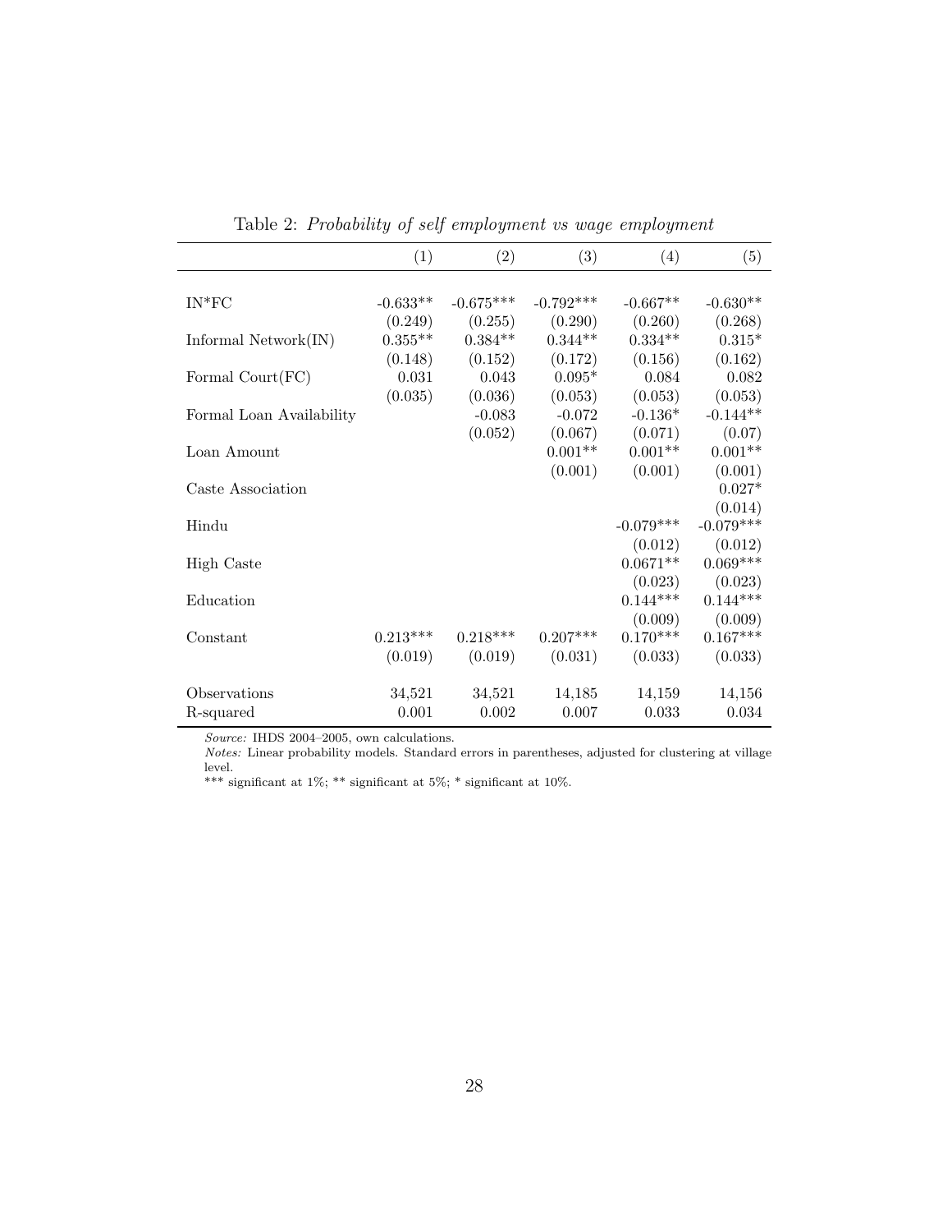Table 2: *Probability of self employment vs wage employment*

| | (1) | (2) | (3) | (4) | (5) |
|---|---|---|---|---|---|
| IN*FC | -0.633** | -0.675*** | -0.792*** | -0.667** | -0.630** |
| | (0.249) | (0.255) | (0.290) | (0.260) | (0.268) |
| Informal Network(IN) | 0.355** | 0.384** | 0.344** | 0.334** | 0.315* |
| | (0.148) | (0.152) | (0.172) | (0.156) | (0.162) |
| Formal Court(FC) | 0.031 | 0.043 | 0.095* | 0.084 | 0.082 |
| | (0.035) | (0.036) | (0.053) | (0.053) | (0.053) |
| Formal Loan Availability | | -0.083 | -0.072 | -0.136* | -0.144** |
| | | (0.052) | (0.067) | (0.071) | (0.07) |
| Loan Amount | | | 0.001** | 0.001** | 0.001** |
| | | | (0.001) | (0.001) | (0.001) |
| Caste Association | | | | | 0.027* |
| | | | | | (0.014) |
| Hindu | | | | -0.079*** | -0.079*** |
| | | | | (0.012) | (0.012) |
| High Caste | | | | 0.0671** | 0.069*** |
| | | | | (0.023) | (0.023) |
| Education | | | | 0.144*** | 0.144*** |
| | | | | (0.009) | (0.009) |
| Constant | 0.213*** | 0.218*** | 0.207*** | 0.170*** | 0.167*** |
| | (0.019) | (0.019) | (0.031) | (0.033) | (0.033) |
| Observations | 34,521 | 34,521 | 14,185 | 14,159 | 14,156 |
| R-squared | 0.001 | 0.002 | 0.007 | 0.033 | 0.034 |

*Source:* IHDS 2004–2005, own calculations.
*Notes:* Linear probability models. Standard errors in parentheses, adjusted for clustering at village level.
*** significant at 1%; ** significant at 5%; * significant at 10%.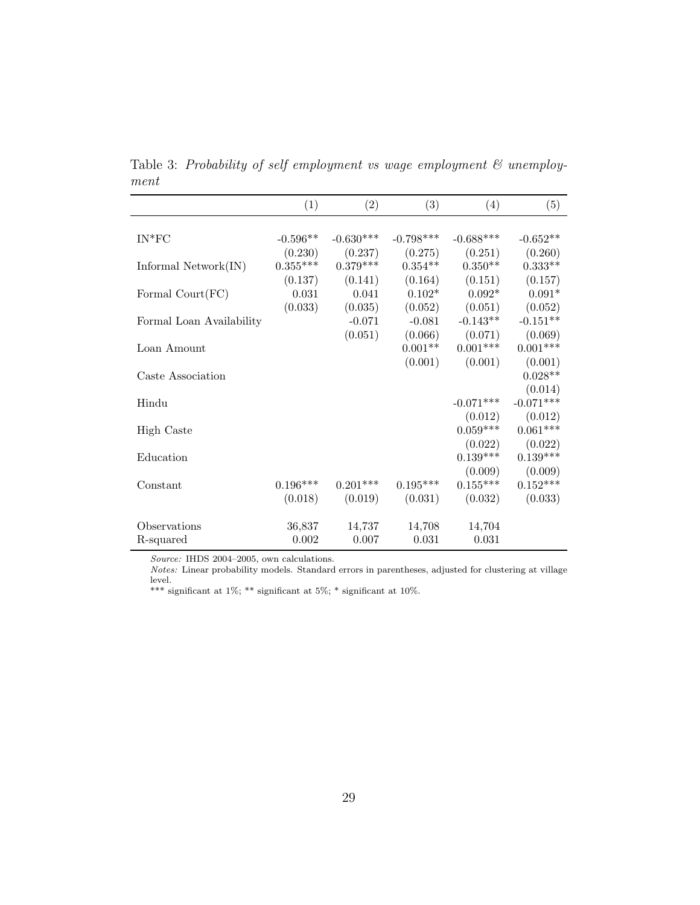Table 3: *Probability of self employment vs wage employment & unemployment*

| | (1) | (2) | (3) | (4) | (5) |
|---|---|---|---|---|---|
| IN*FC | -0.596** | -0.630*** | -0.798*** | -0.688*** | -0.652** |
| | (0.230) | (0.237) | (0.275) | (0.251) | (0.260) |
| Informal Network(IN) | 0.355*** | 0.379*** | 0.354** | 0.350** | 0.333** |
| | (0.137) | (0.141) | (0.164) | (0.151) | (0.157) |
| Formal Court(FC) | 0.031 | 0.041 | 0.102* | 0.092* | 0.091* |
| | (0.033) | (0.035) | (0.052) | (0.051) | (0.052) |
| Formal Loan Availability | | -0.071 | -0.081 | -0.143** | -0.151** |
| | | (0.051) | (0.066) | (0.071) | (0.069) |
| Loan Amount | | | 0.001** | 0.001*** | 0.001*** |
| | | | (0.001) | (0.001) | (0.001) |
| Caste Association | | | | | 0.028** |
| | | | | | (0.014) |
| Hindu | | | | -0.071*** | -0.071*** |
| | | | | (0.012) | (0.012) |
| High Caste | | | | 0.059*** | 0.061*** |
| | | | | (0.022) | (0.022) |
| Education | | | | 0.139*** | 0.139*** |
| | | | | (0.009) | (0.009) |
| Constant | 0.196*** | 0.201*** | 0.195*** | 0.155*** | 0.152*** |
| | (0.018) | (0.019) | (0.031) | (0.032) | (0.033) |
| Observations | 36,837 | 14,737 | 14,708 | 14,704 | |
| R-squared | 0.002 | 0.007 | 0.031 | 0.031 | |

*Source:* IHDS 2004–2005, own calculations.

*Notes:* Linear probability models. Standard errors in parentheses, adjusted for clustering at village level.

*** significant at 1%; ** significant at 5%; * significant at 10%.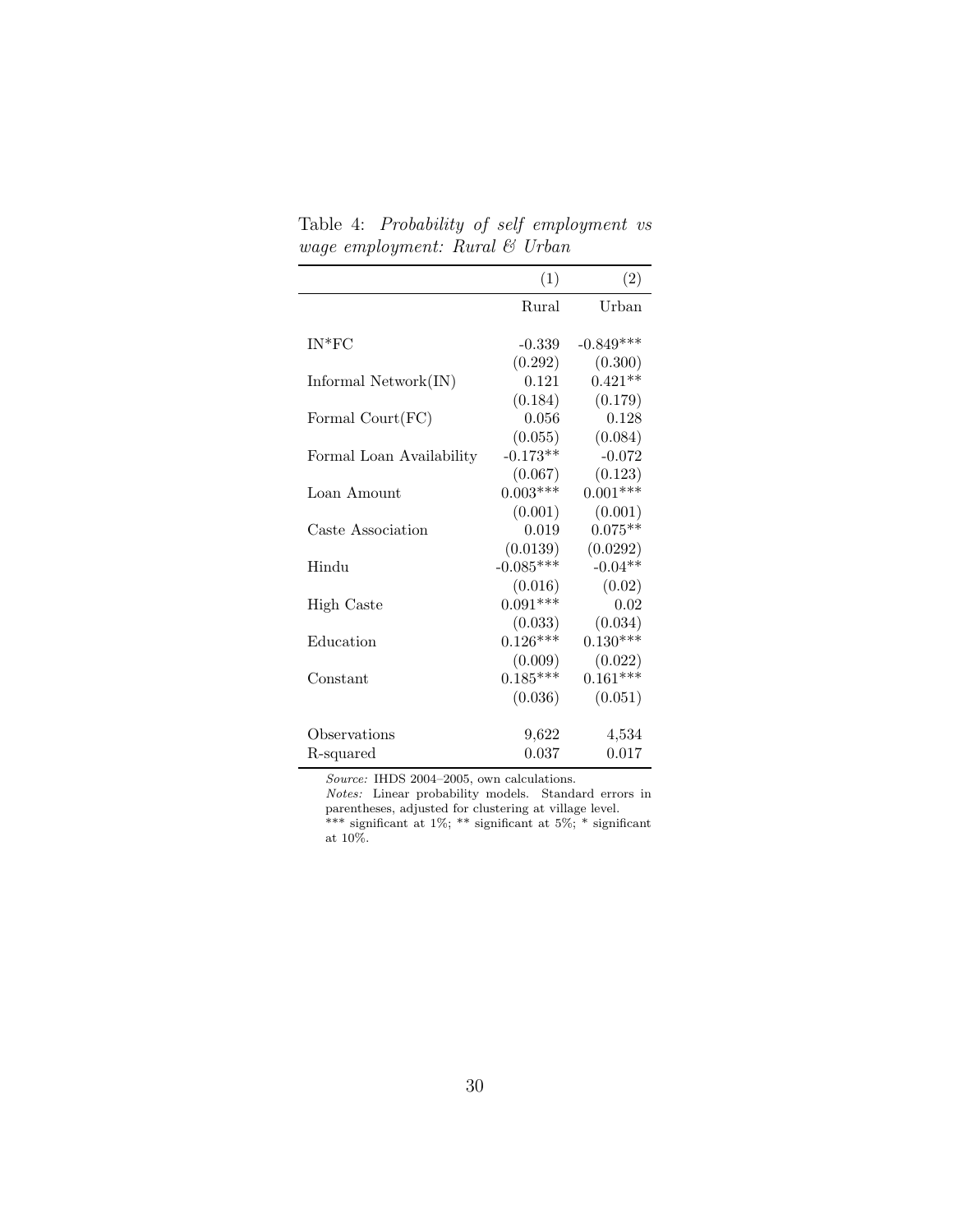Table 4: *Probability of self employment vs wage employment: Rural & Urban*

| | (1) | (2) |
|---|---|---|
| | Rural | Urban |
| IN*FC | -0.339 | -0.849*** |
| | (0.292) | (0.300) |
| Informal Network(IN) | 0.121 | 0.421** |
| | (0.184) | (0.179) |
| Formal Court(FC) | 0.056 | 0.128 |
| | (0.055) | (0.084) |
| Formal Loan Availability | -0.173** | -0.072 |
| | (0.067) | (0.123) |
| Loan Amount | 0.003*** | 0.001*** |
| | (0.001) | (0.001) |
| Caste Association | 0.019 | 0.075** |
| | (0.0139) | (0.0292) |
| Hindu | -0.085*** | -0.04** |
| | (0.016) | (0.02) |
| High Caste | 0.091*** | 0.02 |
| | (0.033) | (0.034) |
| Education | 0.126*** | 0.130*** |
| | (0.009) | (0.022) |
| Constant | 0.185*** | 0.161*** |
| | (0.036) | (0.051) |
| Observations | 9,622 | 4,534 |
| R-squared | 0.037 | 0.017 |

*Source:* IHDS 2004–2005, own calculations.
*Notes:* Linear probability models. Standard errors in parentheses, adjusted for clustering at village level.
*** significant at 1%; ** significant at 5%; * significant at 10%.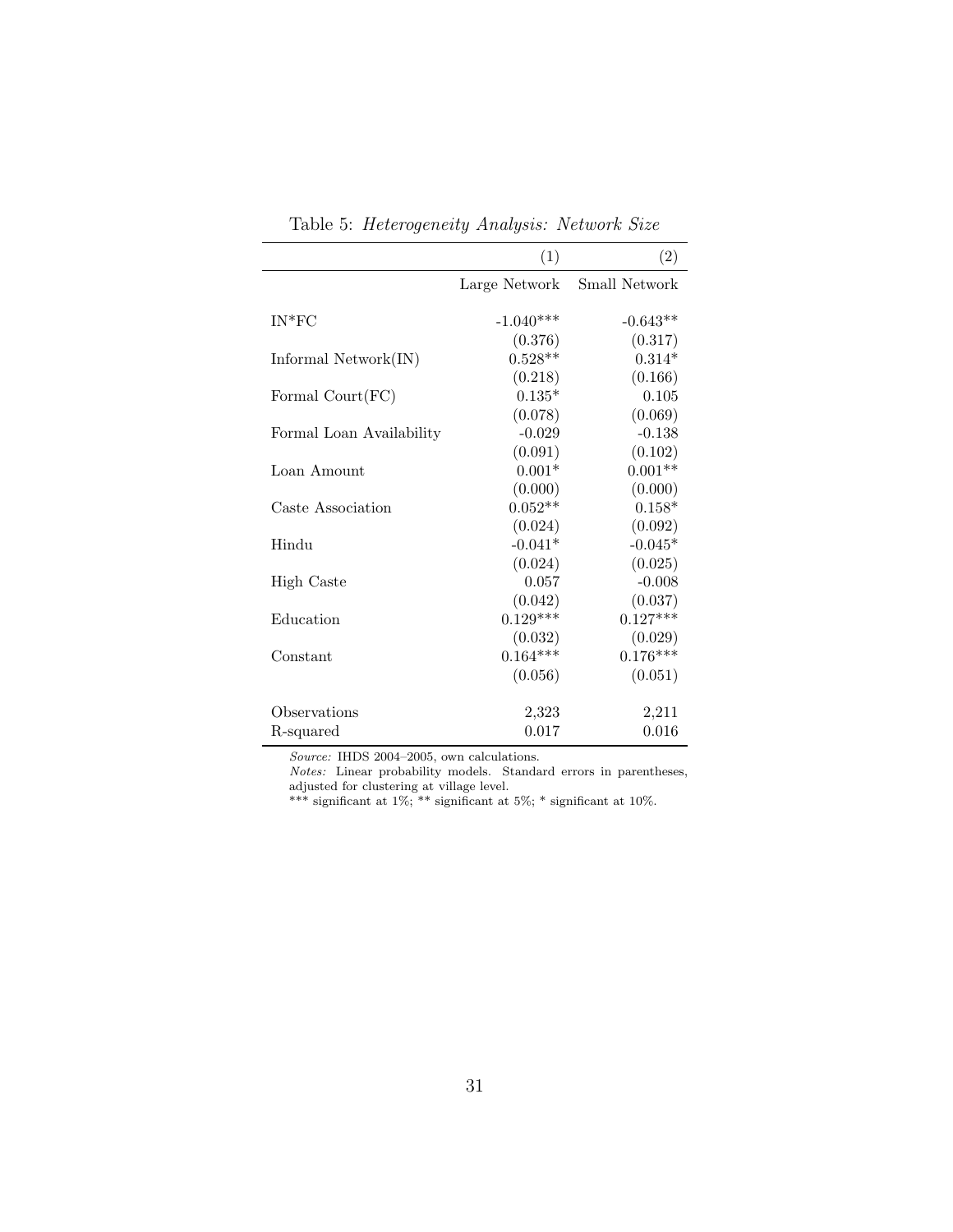Table 5: *Heterogeneity Analysis: Network Size*

| | (1) | (2) |
|---|---|---|
| | Large Network | Small Network |
| IN*FC | -1.040*** | -0.643** |
| | (0.376) | (0.317) |
| Informal Network(IN) | 0.528** | 0.314* |
| | (0.218) | (0.166) |
| Formal Court(FC) | 0.135* | 0.105 |
| | (0.078) | (0.069) |
| Formal Loan Availability | -0.029 | -0.138 |
| | (0.091) | (0.102) |
| Loan Amount | 0.001* | 0.001** |
| | (0.000) | (0.000) |
| Caste Association | 0.052** | 0.158* |
| | (0.024) | (0.092) |
| Hindu | -0.041* | -0.045* |
| | (0.024) | (0.025) |
| High Caste | 0.057 | -0.008 |
| | (0.042) | (0.037) |
| Education | 0.129*** | 0.127*** |
| | (0.032) | (0.029) |
| Constant | 0.164*** | 0.176*** |
| | (0.056) | (0.051) |
| Observations | 2,323 | 2,211 |
| R-squared | 0.017 | 0.016 |

*Source:* IHDS 2004–2005, own calculations.
*Notes:* Linear probability models. Standard errors in parentheses, adjusted for clustering at village level.
*** significant at 1%; ** significant at 5%; * significant at 10%.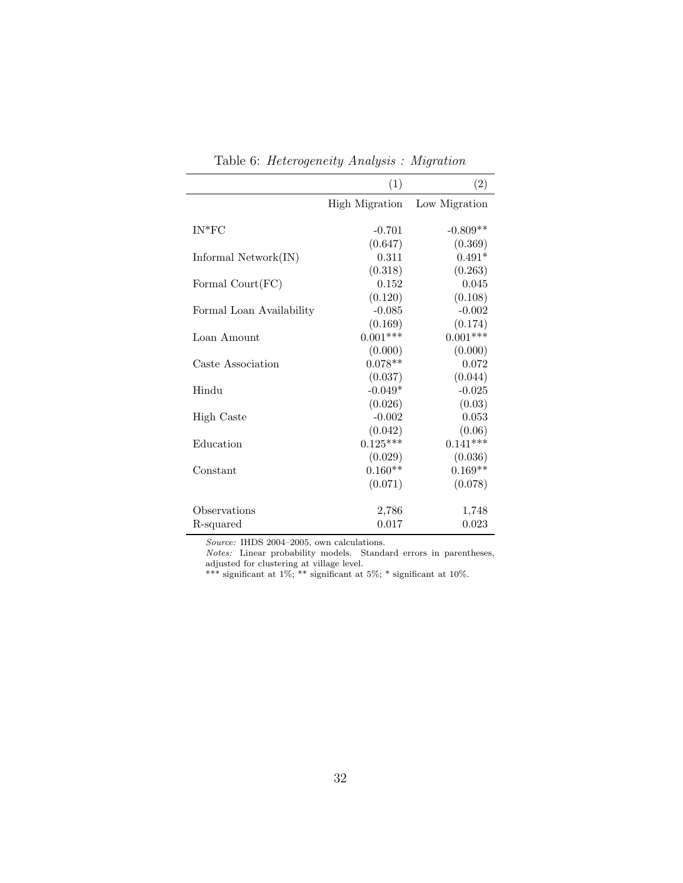Table 6: *Heterogeneity Analysis : Migration*

| | (1) | (2) |
|---|---|---|
| | High Migration | Low Migration |
| IN*FC | -0.701 | -0.809** |
| | (0.647) | (0.369) |
| Informal Network(IN) | 0.311 | 0.491* |
| | (0.318) | (0.263) |
| Formal Court(FC) | 0.152 | 0.045 |
| | (0.120) | (0.108) |
| Formal Loan Availability | -0.085 | -0.002 |
| | (0.169) | (0.174) |
| Loan Amount | 0.001*** | 0.001*** |
| | (0.000) | (0.000) |
| Caste Association | 0.078** | 0.072 |
| | (0.037) | (0.044) |
| Hindu | -0.049* | -0.025 |
| | (0.026) | (0.03) |
| High Caste | -0.002 | 0.053 |
| | (0.042) | (0.06) |
| Education | 0.125*** | 0.141*** |
| | (0.029) | (0.036) |
| Constant | 0.160** | 0.169** |
| | (0.071) | (0.078) |
| Observations | 2,786 | 1,748 |
| R-squared | 0.017 | 0.023 |

*Source:* IHDS 2004–2005, own calculations.

*Notes:* Linear probability models. Standard errors in parentheses, adjusted for clustering at village level.

*** significant at 1%; ** significant at 5%; * significant at 10%.